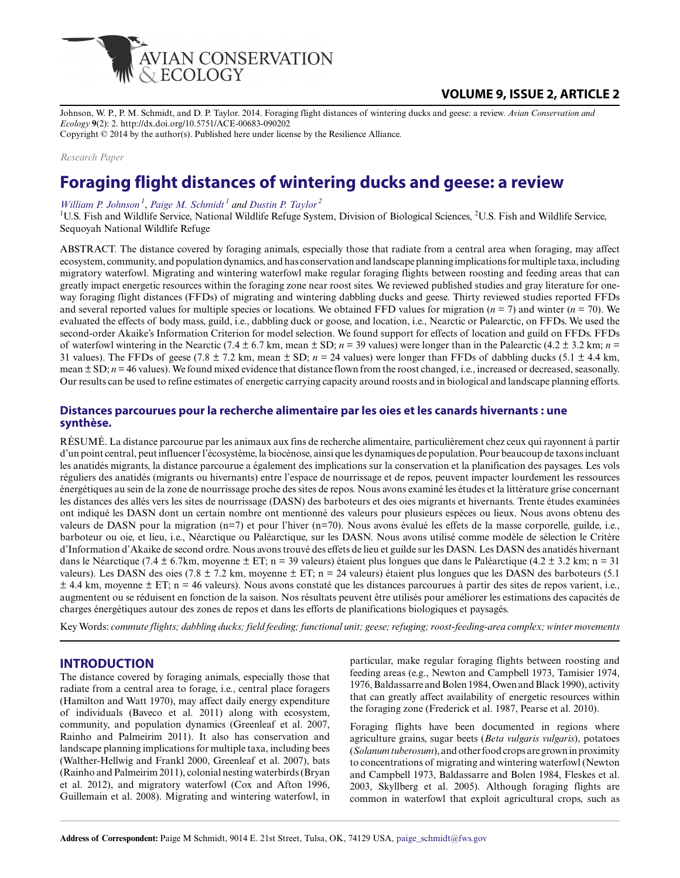Johnson, W. P., P. M. Schmidt, and D. P. Taylor. 2014. Foraging flight distances of wintering ducks and geese: a review. *Avian Conservation and Ecology* **9**(2): 2. http://dx.doi.org/10.5751/ACE-00683-090202
Copyright © 2014 by the author(s). Published here under license by the Resilience Alliance.

*Research Paper*

# Foraging flight distances of wintering ducks and geese: a review

*William P. Johnson*[1], *Paige M. Schmidt*[1] and *Dustin P. Taylor*[2]

[1]U.S. Fish and Wildlife Service, National Wildlife Refuge System, Division of Biological Sciences, [2]U.S. Fish and Wildlife Service, Sequoyah National Wildlife Refuge

ABSTRACT. The distance covered by foraging animals, especially those that radiate from a central area when foraging, may affect ecosystem, community, and population dynamics, and has conservation and landscape planning implications for multiple taxa, including migratory waterfowl. Migrating and wintering waterfowl make regular foraging flights between roosting and feeding areas that can greatly impact energetic resources within the foraging zone near roost sites. We reviewed published studies and gray literature for one-way foraging flight distances (FFDs) of migrating and wintering dabbling ducks and geese. Thirty reviewed studies reported FFDs and several reported values for multiple species or locations. We obtained FFD values for migration ($n$ = 7) and winter ($n$ = 70). We evaluated the effects of body mass, guild, i.e., dabbling duck or goose, and location, i.e., Nearctic or Palearctic, on FFDs. We used the second-order Akaike's Information Criterion for model selection. We found support for effects of location and guild on FFDs. FFDs of waterfowl wintering in the Nearctic (7.4 ± 6.7 km, mean ± SD; $n$ = 39 values) were longer than in the Palearctic (4.2 ± 3.2 km; $n$ = 31 values). The FFDs of geese (7.8 ± 7.2 km, mean ± SD; $n$ = 24 values) were longer than FFDs of dabbling ducks (5.1 ± 4.4 km, mean ± SD; $n$ = 46 values). We found mixed evidence that distance flown from the roost changed, i.e., increased or decreased, seasonally. Our results can be used to refine estimates of energetic carrying capacity around roosts and in biological and landscape planning efforts.

## Distances parcourues pour la recherche alimentaire par les oies et les canards hivernants : une synthèse.

RÉSUMÉ. La distance parcourue par les animaux aux fins de recherche alimentaire, particulièrement chez ceux qui rayonnent à partir d'un point central, peut influencer l'écosystème, la biocénose, ainsi que les dynamiques de population. Pour beaucoup de taxons incluant les anatidés migrants, la distance parcourue a également des implications sur la conservation et la planification des paysages. Les vols réguliers des anatidés (migrants ou hivernants) entre l'espace de nourrissage et de repos, peuvent impacter lourdement les ressources énergétiques au sein de la zone de nourrissage proche des sites de repos. Nous avons examiné les études et la littérature grise concernant les distances des allés vers les sites de nourrissage (DASN) des barboteurs et des oies migrants et hivernants. Trente études examinées ont indiqué les DASN dont un certain nombre ont mentionné des valeurs pour plusieurs espèces ou lieux. Nous avons obtenu des valeurs de DASN pour la migration (n=7) et pour l'hiver (n=70). Nous avons évalué les effets de la masse corporelle, guilde, i.e., barboteur ou oie, et lieu, i.e., Néarctique ou Paléarctique, sur les DASN. Nous avons utilisé comme modèle de sélection le Critère d'Information d'Akaike de second ordre. Nous avons trouvé des effets de lieu et guilde sur les DASN. Les DASN des anatidés hivernant dans le Néarctique (7.4 ± 6.7km, moyenne ± ET; n = 39 valeurs) étaient plus longues que dans le Paléarctique (4.2 ± 3.2 km; n = 31 valeurs). Les DASN des oies (7.8 ± 7.2 km, moyenne ± ET; n = 24 valeurs) étaient plus longues que les DASN des barboteurs (5.1 ± 4.4 km, moyenne ± ET; n = 46 valeurs). Nous avons constaté que les distances parcourues à partir des sites de repos varient, i.e., augmentent ou se réduisent en fonction de la saison. Nos résultats peuvent être utilisés pour améliorer les estimations des capacités de charges énergétiques autour des zones de repos et dans les efforts de planifications biologiques et paysagés.

Key Words: *commute flights; dabbling ducks; field feeding; functional unit; geese; refuging; roost-feeding-area complex; winter movements*

## INTRODUCTION

The distance covered by foraging animals, especially those that radiate from a central area to forage, i.e., central place foragers (Hamilton and Watt 1970), may affect daily energy expenditure of individuals (Baveco et al. 2011) along with ecosystem, community, and population dynamics (Greenleaf et al. 2007, Rainho and Palmeirim 2011). It also has conservation and landscape planning implications for multiple taxa, including bees (Walther-Hellwig and Frankl 2000, Greenleaf et al. 2007), bats (Rainho and Palmeirim 2011), colonial nesting waterbirds (Bryan et al. 2012), and migratory waterfowl (Cox and Afton 1996, Guillemain et al. 2008). Migrating and wintering waterfowl, in particular, make regular foraging flights between roosting and feeding areas (e.g., Newton and Campbell 1973, Tamisier 1974, 1976, Baldassarre and Bolen 1984, Owen and Black 1990), activity that can greatly affect availability of energetic resources within the foraging zone (Frederick et al. 1987, Pearse et al. 2010).

Foraging flights have been documented in regions where agriculture grains, sugar beets (*Beta vulgaris vulgaris*), potatoes (*Solanum tuberosum*), and other food crops are grown in proximity to concentrations of migrating and wintering waterfowl (Newton and Campbell 1973, Baldassarre and Bolen 1984, Fleskes et al. 2003, Skyllberg et al. 2005). Although foraging flights are common in waterfowl that exploit agricultural crops, such as

**Address of Correspondent:** Paige M Schmidt, 9014 E. 21st Street, Tulsa, OK, 74129 USA, paige_schmidt@fws.gov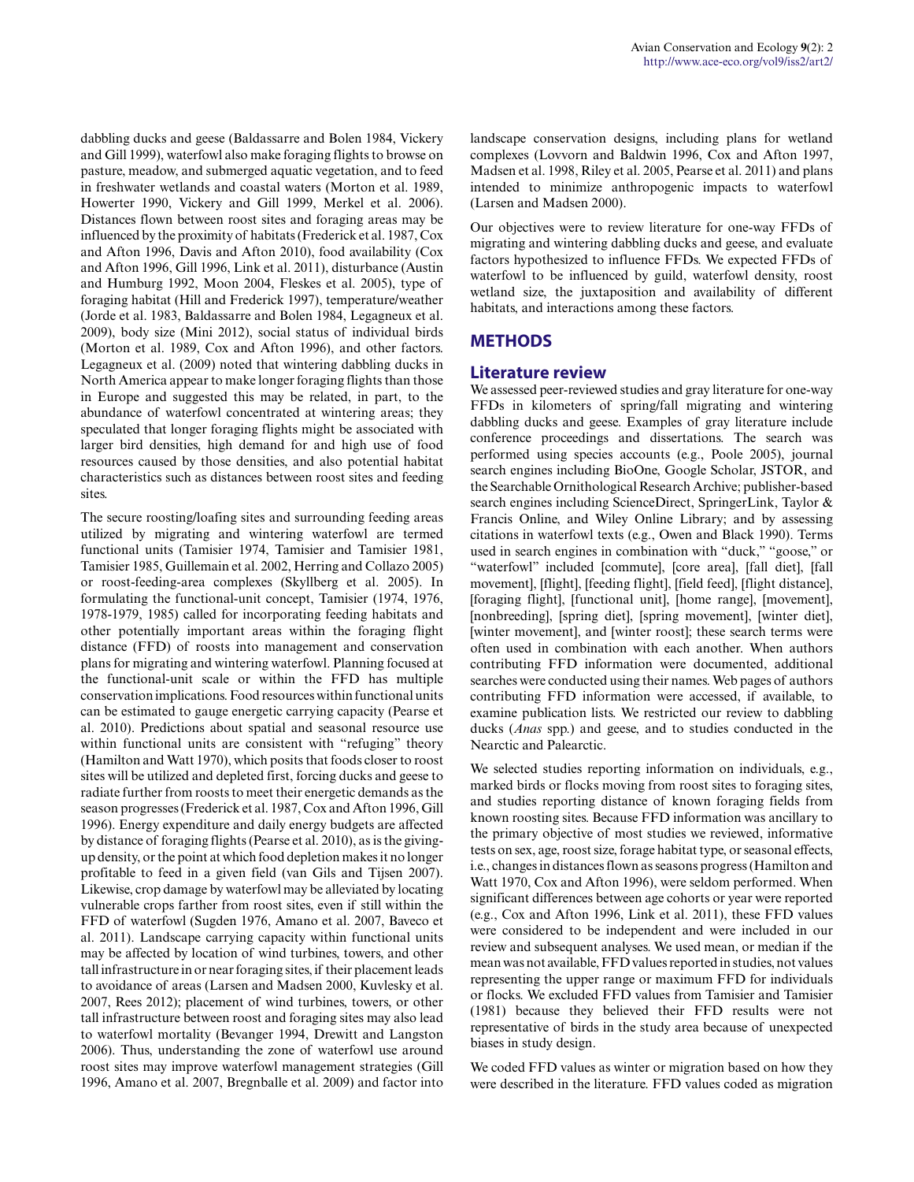dabbling ducks and geese (Baldassarre and Bolen 1984, Vickery and Gill 1999), waterfowl also make foraging flights to browse on pasture, meadow, and submerged aquatic vegetation, and to feed in freshwater wetlands and coastal waters (Morton et al. 1989, Howerter 1990, Vickery and Gill 1999, Merkel et al. 2006). Distances flown between roost sites and foraging areas may be influenced by the proximity of habitats (Frederick et al. 1987, Cox and Afton 1996, Davis and Afton 2010), food availability (Cox and Afton 1996, Gill 1996, Link et al. 2011), disturbance (Austin and Humburg 1992, Moon 2004, Fleskes et al. 2005), type of foraging habitat (Hill and Frederick 1997), temperature/weather (Jorde et al. 1983, Baldassarre and Bolen 1984, Legagneux et al. 2009), body size (Mini 2012), social status of individual birds (Morton et al. 1989, Cox and Afton 1996), and other factors. Legagneux et al. (2009) noted that wintering dabbling ducks in North America appear to make longer foraging flights than those in Europe and suggested this may be related, in part, to the abundance of waterfowl concentrated at wintering areas; they speculated that longer foraging flights might be associated with larger bird densities, high demand for and high use of food resources caused by those densities, and also potential habitat characteristics such as distances between roost sites and feeding sites.

The secure roosting/loafing sites and surrounding feeding areas utilized by migrating and wintering waterfowl are termed functional units (Tamisier 1974, Tamisier and Tamisier 1981, Tamisier 1985, Guillemain et al. 2002, Herring and Collazo 2005) or roost-feeding-area complexes (Skyllberg et al. 2005). In formulating the functional-unit concept, Tamisier (1974, 1976, 1978-1979, 1985) called for incorporating feeding habitats and other potentially important areas within the foraging flight distance (FFD) of roosts into management and conservation plans for migrating and wintering waterfowl. Planning focused at the functional-unit scale or within the FFD has multiple conservation implications. Food resources within functional units can be estimated to gauge energetic carrying capacity (Pearse et al. 2010). Predictions about spatial and seasonal resource use within functional units are consistent with "refuging" theory (Hamilton and Watt 1970), which posits that foods closer to roost sites will be utilized and depleted first, forcing ducks and geese to radiate further from roosts to meet their energetic demands as the season progresses (Frederick et al. 1987, Cox and Afton 1996, Gill 1996). Energy expenditure and daily energy budgets are affected by distance of foraging flights (Pearse et al. 2010), as is the giving-up density, or the point at which food depletion makes it no longer profitable to feed in a given field (van Gils and Tijsen 2007). Likewise, crop damage by waterfowl may be alleviated by locating vulnerable crops farther from roost sites, even if still within the FFD of waterfowl (Sugden 1976, Amano et al. 2007, Baveco et al. 2011). Landscape carrying capacity within functional units may be affected by location of wind turbines, towers, and other tall infrastructure in or near foraging sites, if their placement leads to avoidance of areas (Larsen and Madsen 2000, Kuvlesky et al. 2007, Rees 2012); placement of wind turbines, towers, or other tall infrastructure between roost and foraging sites may also lead to waterfowl mortality (Bevanger 1994, Drewitt and Langston 2006). Thus, understanding the zone of waterfowl use around roost sites may improve waterfowl management strategies (Gill 1996, Amano et al. 2007, Bregnballe et al. 2009) and factor into landscape conservation designs, including plans for wetland complexes (Lovvorn and Baldwin 1996, Cox and Afton 1997, Madsen et al. 1998, Riley et al. 2005, Pearse et al. 2011) and plans intended to minimize anthropogenic impacts to waterfowl (Larsen and Madsen 2000).

Our objectives were to review literature for one-way FFDs of migrating and wintering dabbling ducks and geese, and evaluate factors hypothesized to influence FFDs. We expected FFDs of waterfowl to be influenced by guild, waterfowl density, roost wetland size, the juxtaposition and availability of different habitats, and interactions among these factors.

## METHODS

### Literature review

We assessed peer-reviewed studies and gray literature for one-way FFDs in kilometers of spring/fall migrating and wintering dabbling ducks and geese. Examples of gray literature include conference proceedings and dissertations. The search was performed using species accounts (e.g., Poole 2005), journal search engines including BioOne, Google Scholar, JSTOR, and the Searchable Ornithological Research Archive; publisher-based search engines including ScienceDirect, SpringerLink, Taylor & Francis Online, and Wiley Online Library; and by assessing citations in waterfowl texts (e.g., Owen and Black 1990). Terms used in search engines in combination with "duck," "goose," or "waterfowl" included [commute], [core area], [fall diet], [fall movement], [flight], [feeding flight], [field feed], [flight distance], [foraging flight], [functional unit], [home range], [movement], [nonbreeding], [spring diet], [spring movement], [winter diet], [winter movement], and [winter roost]; these search terms were often used in combination with each another. When authors contributing FFD information were documented, additional searches were conducted using their names. Web pages of authors contributing FFD information were accessed, if available, to examine publication lists. We restricted our review to dabbling ducks (*Anas* spp.) and geese, and to studies conducted in the Nearctic and Palearctic.

We selected studies reporting information on individuals, e.g., marked birds or flocks moving from roost sites to foraging sites, and studies reporting distance of known foraging fields from known roosting sites. Because FFD information was ancillary to the primary objective of most studies we reviewed, informative tests on sex, age, roost size, forage habitat type, or seasonal effects, i.e., changes in distances flown as seasons progress (Hamilton and Watt 1970, Cox and Afton 1996), were seldom performed. When significant differences between age cohorts or year were reported (e.g., Cox and Afton 1996, Link et al. 2011), these FFD values were considered to be independent and were included in our review and subsequent analyses. We used mean, or median if the mean was not available, FFD values reported in studies, not values representing the upper range or maximum FFD for individuals or flocks. We excluded FFD values from Tamisier and Tamisier (1981) because they believed their FFD results were not representative of birds in the study area because of unexpected biases in study design.

We coded FFD values as winter or migration based on how they were described in the literature. FFD values coded as migration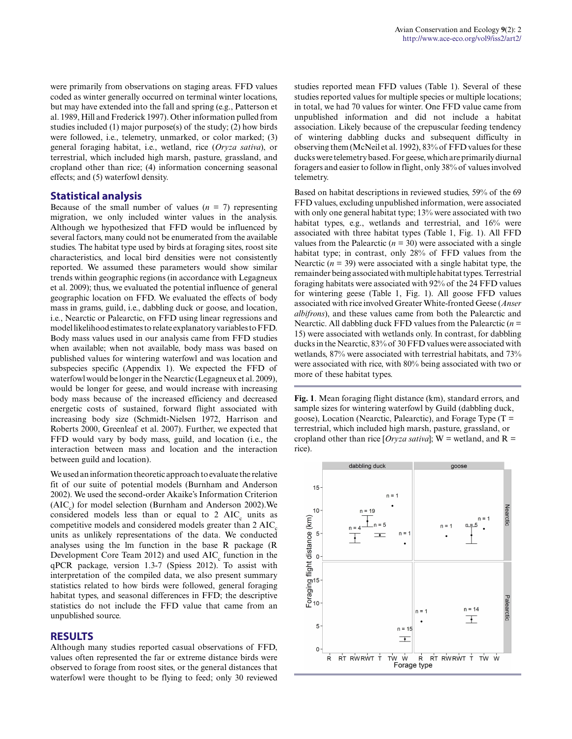were primarily from observations on staging areas. FFD values coded as winter generally occurred on terminal winter locations, but may have extended into the fall and spring (e.g., Patterson et al. 1989, Hill and Frederick 1997). Other information pulled from studies included (1) major purpose(s) of the study; (2) how birds were followed, i.e., telemetry, unmarked, or color marked; (3) general foraging habitat, i.e., wetland, rice (*Oryza sativa*), or terrestrial, which included high marsh, pasture, grassland, and cropland other than rice; (4) information concerning seasonal effects; and (5) waterfowl density.

## Statistical analysis

Because of the small number of values ($n$ = 7) representing migration, we only included winter values in the analysis. Although we hypothesized that FFD would be influenced by several factors, many could not be enumerated from the available studies. The habitat type used by birds at foraging sites, roost site characteristics, and local bird densities were not consistently reported. We assumed these parameters would show similar trends within geographic regions (in accordance with Legagneux et al. 2009); thus, we evaluated the potential influence of general geographic location on FFD. We evaluated the effects of body mass in grams, guild, i.e., dabbling duck or goose, and location, i.e., Nearctic or Palearctic, on FFD using linear regressions and model likelihood estimates to relate explanatory variables to FFD. Body mass values used in our analysis came from FFD studies when available; when not available, body mass was based on published values for wintering waterfowl and was location and subspecies specific (Appendix 1). We expected the FFD of waterfowl would be longer in the Nearctic (Legagneux et al. 2009), would be longer for geese, and would increase with increasing body mass because of the increased efficiency and decreased energetic costs of sustained, forward flight associated with increasing body size (Schmidt-Nielsen 1972, Harrison and Roberts 2000, Greenleaf et al. 2007). Further, we expected that FFD would vary by body mass, guild, and location (i.e., the interaction between mass and location and the interaction between guild and location).

We used an information theoretic approach to evaluate the relative fit of our suite of potential models (Burnham and Anderson 2002). We used the second-order Akaike's Information Criterion ($AIC_c$) for model selection (Burnham and Anderson 2002).We considered models less than or equal to 2 $AIC_c$ units as competitive models and considered models greater than 2 $AIC_c$ units as unlikely representations of the data. We conducted analyses using the lm function in the base R package (R Development Core Team 2012) and used $AIC_c$ function in the qPCR package, version 1.3-7 (Spiess 2012). To assist with interpretation of the compiled data, we also present summary statistics related to how birds were followed, general foraging habitat types, and seasonal differences in FFD; the descriptive statistics do not include the FFD value that came from an unpublished source.

# RESULTS

Although many studies reported casual observations of FFD, values often represented the far or extreme distance birds were observed to forage from roost sites, or the general distances that waterfowl were thought to be flying to feed; only 30 reviewed studies reported mean FFD values (Table 1). Several of these studies reported values for multiple species or multiple locations; in total, we had 70 values for winter. One FFD value came from unpublished information and did not include a habitat association. Likely because of the crepuscular feeding tendency of wintering dabbling ducks and subsequent difficulty in observing them (McNeil et al. 1992), 83% of FFD values for these ducks were telemetry based. For geese, which are primarily diurnal foragers and easier to follow in flight, only 38% of values involved telemetry.

Based on habitat descriptions in reviewed studies, 59% of the 69 FFD values, excluding unpublished information, were associated with only one general habitat type; 13% were associated with two habitat types, e.g., wetlands and terrestrial, and 16% were associated with three habitat types (Table 1, Fig. 1). All FFD values from the Palearctic ($n$ = 30) were associated with a single habitat type; in contrast, only 28% of FFD values from the Nearctic ($n$ = 39) were associated with a single habitat type, the remainder being associated with multiple habitat types. Terrestrial foraging habitats were associated with 92% of the 24 FFD values for wintering geese (Table 1, Fig. 1). All goose FFD values associated with rice involved Greater White-fronted Geese (*Anser albifrons*), and these values came from both the Palearctic and Nearctic. All dabbling duck FFD values from the Palearctic ($n$ = 15) were associated with wetlands only. In contrast, for dabbling ducks in the Nearctic, 83% of 30 FFD values were associated with wetlands, 87% were associated with terrestrial habitats, and 73% were associated with rice, with 80% being associated with two or more of these habitat types.

**Fig. 1**. Mean foraging flight distance (km), standard errors, and sample sizes for wintering waterfowl by Guild (dabbling duck, goose), Location (Nearctic, Palearctic), and Forage Type (T = terrestrial, which included high marsh, pasture, grassland, or cropland other than rice [*Oryza sativa*]; W = wetland, and R = rice).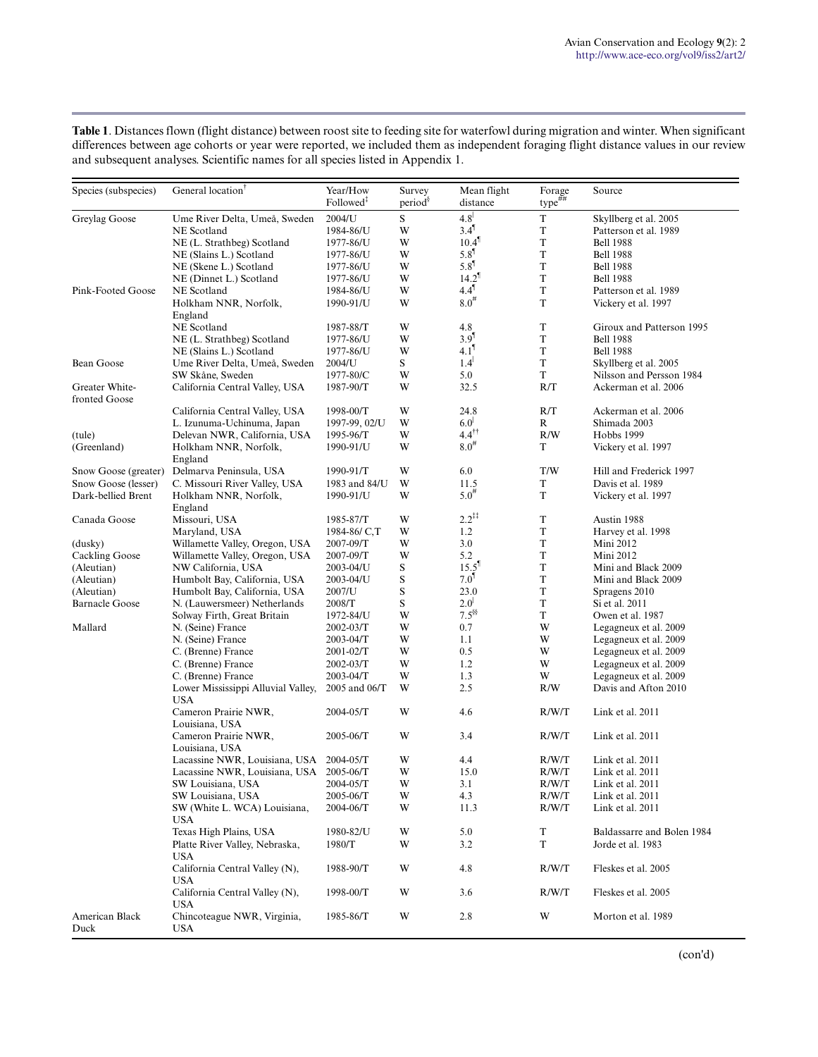**Table 1**. Distances flown (flight distance) between roost site to feeding site for waterfowl during migration and winter. When significant differences between age cohorts or year were reported, we included them as independent foraging flight distance values in our review and subsequent analyses. Scientific names for all species listed in Appendix 1.

| Species (subspecies) | General location[†] | Year/How Followed[‡] | Survey period[§] | Mean flight distance | Forage type[##] | Source |
|---|---|---|---|---|---|---|
| Greylag Goose | Ume River Delta, Umeå, Sweden | 2004/U | S | 4.8[\|] | T | Skyllberg et al. 2005 |
| | NE Scotland | 1984-86/U | W | 3.4[¶] | T | Patterson et al. 1989 |
| | NE (L. Strathbeg) Scotland | 1977-86/U | W | 10.4[¶] | T | Bell 1988 |
| | NE (Slains L.) Scotland | 1977-86/U | W | 5.8[¶] | T | Bell 1988 |
| | NE (Skene L.) Scotland | 1977-86/U | W | 5.8[¶] | T | Bell 1988 |
| | NE (Dinnet L.) Scotland | 1977-86/U | W | 14.2[¶] | T | Bell 1988 |
| Pink-Footed Goose | NE Scotland | 1984-86/U | W | 4.4[¶] | T | Patterson et al. 1989 |
| | Holkham NNR, Norfolk, England | 1990-91/U | W | 8.0[#] | T | Vickery et al. 1997 |
| | NE Scotland | 1987-88/T | W | 4.8 | T | Giroux and Patterson 1995 |
| | NE (L. Strathbeg) Scotland | 1977-86/U | W | 3.9[¶] | T | Bell 1988 |
| | NE (Slains L.) Scotland | 1977-86/U | W | 4.1[¶] | T | Bell 1988 |
| Bean Goose | Ume River Delta, Umeå, Sweden | 2004/U | S | 1.4[\|] | T | Skyllberg et al. 2005 |
| | SW Skåne, Sweden | 1977-80/C | W | 5.0 | T | Nilsson and Persson 1984 |
| Greater White-fronted Goose | California Central Valley, USA | 1987-90/T | W | 32.5 | R/T | Ackerman et al. 2006 |
| | California Central Valley, USA | 1998-00/T | W | 24.8 | R/T | Ackerman et al. 2006 |
| | L. Izunuma-Uchinuma, Japan | 1997-99, 02/U | W | 6.0[\|] | R | Shimada 2003 |
| (tule) | Delevan NWR, California, USA | 1995-96/T | W | 4.4[††] | R/W | Hobbs 1999 |
| (Greenland) | Holkham NNR, Norfolk, England | 1990-91/U | W | 8.0[#] | T | Vickery et al. 1997 |
| Snow Goose (greater) | Delmarva Peninsula, USA | 1990-91/T | W | 6.0 | T/W | Hill and Frederick 1997 |
| Snow Goose (lesser) | C. Missouri River Valley, USA | 1983 and 84/U | W | 11.5 | T | Davis et al. 1989 |
| Dark-bellied Brent | Holkham NNR, Norfolk, England | 1990-91/U | W | 5.0[#] | T | Vickery et al. 1997 |
| Canada Goose | Missouri, USA | 1985-87/T | W | 2.2[‡‡] | T | Austin 1988 |
| | Maryland, USA | 1984-86/ C,T | W | 1.2 | T | Harvey et al. 1998 |
| (dusky) | Willamette Valley, Oregon, USA | 2007-09/T | W | 3.0 | T | Mini 2012 |
| Cackling Goose | Willamette Valley, Oregon, USA | 2007-09/T | W | 5.2 | T | Mini 2012 |
| (Aleutian) | NW California, USA | 2003-04/U | S | 15.5[¶] | T | Mini and Black 2009 |
| (Aleutian) | Humbolt Bay, California, USA | 2003-04/U | S | 7.0[¶] | T | Mini and Black 2009 |
| (Aleutian) | Humbolt Bay, California, USA | 2007/U | S | 23.0 | T | Spragens 2010 |
| Barnacle Goose | N. (Lauwersmeer) Netherlands | 2008/T | S | 2.0[\|] | T | Si et al. 2011 |
| | Solway Firth, Great Britain | 1972-84/U | W | 7.5[§§] | T | Owen et al. 1987 |
| Mallard | N. (Seine) France | 2002-03/T | W | 0.7 | W | Legagneux et al. 2009 |
| | N. (Seine) France | 2003-04/T | W | 1.1 | W | Legagneux et al. 2009 |
| | C. (Brenne) France | 2001-02/T | W | 0.5 | W | Legagneux et al. 2009 |
| | C. (Brenne) France | 2002-03/T | W | 1.2 | W | Legagneux et al. 2009 |
| | C. (Brenne) France | 2003-04/T | W | 1.3 | W | Legagneux et al. 2009 |
| | Lower Mississippi Alluvial Valley, USA | 2005 and 06/T | W | 2.5 | R/W | Davis and Afton 2010 |
| | Cameron Prairie NWR, Louisiana, USA | 2004-05/T | W | 4.6 | R/W/T | Link et al. 2011 |
| | Cameron Prairie NWR, Louisiana, USA | 2005-06/T | W | 3.4 | R/W/T | Link et al. 2011 |
| | Lacassine NWR, Louisiana, USA | 2004-05/T | W | 4.4 | R/W/T | Link et al. 2011 |
| | Lacassine NWR, Louisiana, USA | 2005-06/T | W | 15.0 | R/W/T | Link et al. 2011 |
| | SW Louisiana, USA | 2004-05/T | W | 3.1 | R/W/T | Link et al. 2011 |
| | SW Louisiana, USA | 2005-06/T | W | 4.3 | R/W/T | Link et al. 2011 |
| | SW (White L. WCA) Louisiana, USA | 2004-06/T | W | 11.3 | R/W/T | Link et al. 2011 |
| | Texas High Plains, USA | 1980-82/U | W | 5.0 | T | Baldassarre and Bolen 1984 |
| | Platte River Valley, Nebraska, USA | 1980/T | W | 3.2 | T | Jorde et al. 1983 |
| | California Central Valley (N), USA | 1988-90/T | W | 4.8 | R/W/T | Fleskes et al. 2005 |
| | California Central Valley (N), USA | 1998-00/T | W | 3.6 | R/W/T | Fleskes et al. 2005 |
| American Black Duck | Chincoteague NWR, Virginia, USA | 1985-86/T | W | 2.8 | W | Morton et al. 1989 |

(con'd)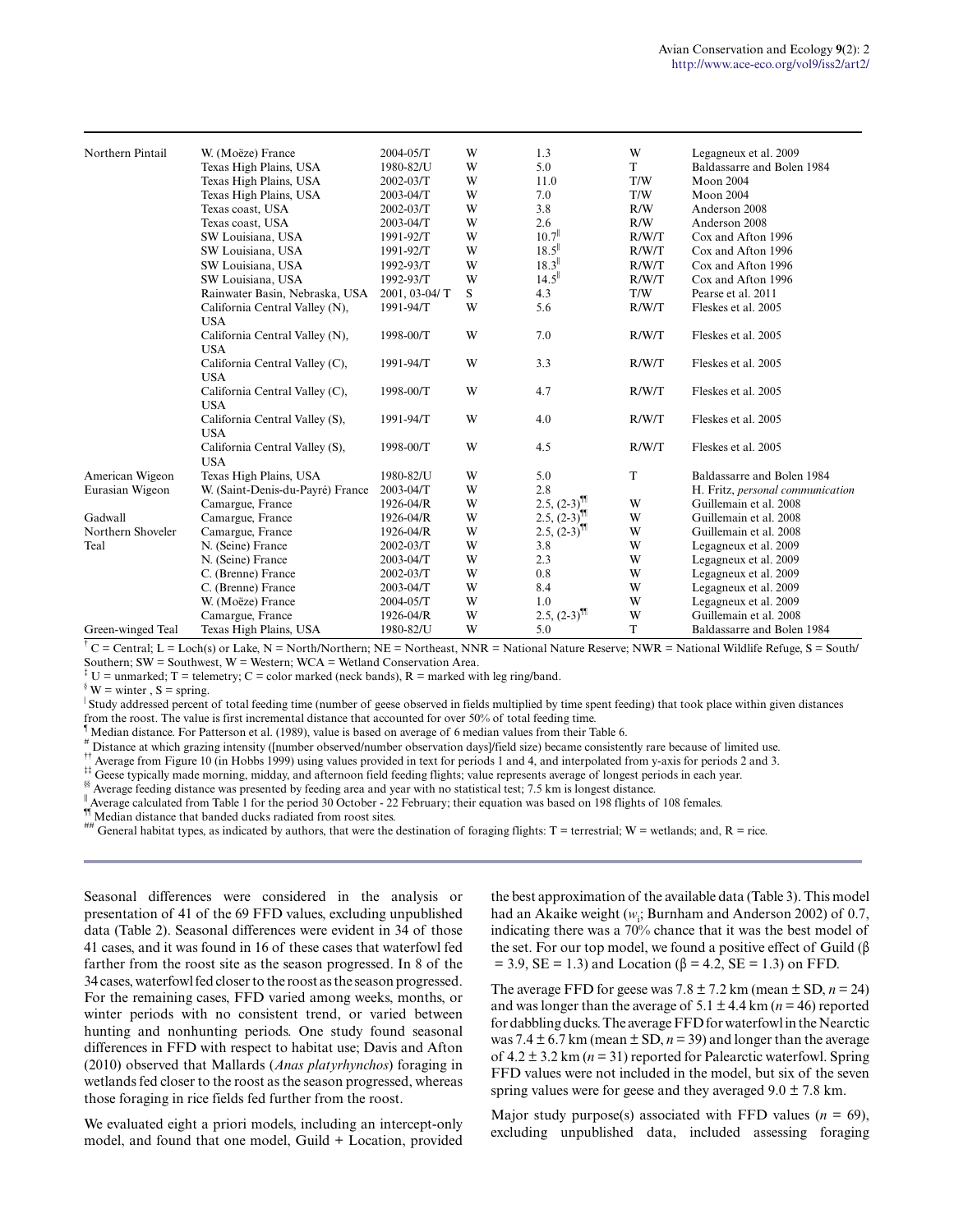| | | | | | | |
|---|---|---|---|---|---|---|
| Northern Pintail | W. (Moëze) France | 2004-05/T | W | 1.3 | W | Legagneux et al. 2009 |
| | Texas High Plains, USA | 1980-82/U | W | 5.0 | T | Baldassarre and Bolen 1984 |
| | Texas High Plains, USA | 2002-03/T | W | 11.0 | T/W | Moon 2004 |
| | Texas High Plains, USA | 2003-04/T | W | 7.0 | T/W | Moon 2004 |
| | Texas coast, USA | 2002-03/T | W | 3.8 | R/W | Anderson 2008 |
| | Texas coast, USA | 2003-04/T | W | 2.6 | R/W | Anderson 2008 |
| | SW Louisiana, USA | 1991-92/T | W | 10.7[‖] | R/W/T | Cox and Afton 1996 |
| | SW Louisiana, USA | 1991-92/T | W | 18.5[‖] | R/W/T | Cox and Afton 1996 |
| | SW Louisiana, USA | 1992-93/T | W | 18.3[‖] | R/W/T | Cox and Afton 1996 |
| | SW Louisiana, USA | 1992-93/T | W | 14.5[‖] | R/W/T | Cox and Afton 1996 |
| | Rainwater Basin, Nebraska, USA | 2001, 03-04/ T | S | 4.3 | T/W | Pearse et al. 2011 |
| | California Central Valley (N), USA | 1991-94/T | W | 5.6 | R/W/T | Fleskes et al. 2005 |
| | California Central Valley (N), USA | 1998-00/T | W | 7.0 | R/W/T | Fleskes et al. 2005 |
| | California Central Valley (C), USA | 1991-94/T | W | 3.3 | R/W/T | Fleskes et al. 2005 |
| | California Central Valley (C), USA | 1998-00/T | W | 4.7 | R/W/T | Fleskes et al. 2005 |
| | California Central Valley (S), USA | 1991-94/T | W | 4.0 | R/W/T | Fleskes et al. 2005 |
| | California Central Valley (S), USA | 1998-00/T | W | 4.5 | R/W/T | Fleskes et al. 2005 |
| American Wigeon | Texas High Plains, USA | 1980-82/U | W | 5.0 | T | Baldassarre and Bolen 1984 |
| Eurasian Wigeon | W. (Saint-Denis-du-Payré) France | 2003-04/T | W | 2.8 | | H. Fritz, *personal communication* |
| | Camargue, France | 1926-04/R | W | 2.5, (2-3)[¶¶] | W | Guillemain et al. 2008 |
| Gadwall | Camargue, France | 1926-04/R | W | 2.5, (2-3)[¶¶] | W | Guillemain et al. 2008 |
| Northern Shoveler | Camargue, France | 1926-04/R | W | 2.5, (2-3)[¶¶] | W | Guillemain et al. 2008 |
| Teal | N. (Seine) France | 2002-03/T | W | 3.8 | W | Legagneux et al. 2009 |
| | N. (Seine) France | 2003-04/T | W | 2.3 | W | Legagneux et al. 2009 |
| | C. (Brenne) France | 2002-03/T | W | 0.8 | W | Legagneux et al. 2009 |
| | C. (Brenne) France | 2003-04/T | W | 8.4 | W | Legagneux et al. 2009 |
| | W. (Moëze) France | 2004-05/T | W | 1.0 | W | Legagneux et al. 2009 |
| | Camargue, France | 1926-04/R | W | 2.5, (2-3)[¶¶] | W | Guillemain et al. 2008 |
| Green-winged Teal | Texas High Plains, USA | 1980-82/U | W | 5.0 | T | Baldassarre and Bolen 1984 |

[†] C = Central; L = Loch(s) or Lake, N = North/Northern; NE = Northeast, NNR = National Nature Reserve; NWR = National Wildlife Refuge, S = South/Southern; SW = Southwest, W = Western; WCA = Wetland Conservation Area.
[‡] U = unmarked; T = telemetry; C = color marked (neck bands), R = marked with leg ring/band.
[§] W = winter , S = spring.
[|] Study addressed percent of total feeding time (number of geese observed in fields multiplied by time spent feeding) that took place within given distances from the roost. The value is first incremental distance that accounted for over 50% of total feeding time.
[¶] Median distance. For Patterson et al. (1989), value is based on average of 6 median values from their Table 6.
[#] Distance at which grazing intensity ([number observed/number observation days]/field size) became consistently rare because of limited use.
[††] Average from Figure 10 (in Hobbs 1999) using values provided in text for periods 1 and 4, and interpolated from y-axis for periods 2 and 3.
[‡‡] Geese typically made morning, midday, and afternoon field feeding flights; value represents average of longest periods in each year.
[§§] Average feeding distance was presented by feeding area and year with no statistical test; 7.5 km is longest distance.
[‖] Average calculated from Table 1 for the period 30 October - 22 February; their equation was based on 198 flights of 108 females.
[¶¶] Median distance that banded ducks radiated from roost sites.
[##] General habitat types, as indicated by authors, that were the destination of foraging flights: T = terrestrial; W = wetlands; and, R = rice.

Seasonal differences were considered in the analysis or presentation of 41 of the 69 FFD values, excluding unpublished data (Table 2). Seasonal differences were evident in 34 of those 41 cases, and it was found in 16 of these cases that waterfowl fed farther from the roost site as the season progressed. In 8 of the 34 cases, waterfowl fed closer to the roost as the season progressed. For the remaining cases, FFD varied among weeks, months, or winter periods with no consistent trend, or varied between hunting and nonhunting periods. One study found seasonal differences in FFD with respect to habitat use; Davis and Afton (2010) observed that Mallards (*Anas platyrhynchos*) foraging in wetlands fed closer to the roost as the season progressed, whereas those foraging in rice fields fed further from the roost.

We evaluated eight a priori models, including an intercept-only model, and found that one model, Guild + Location, provided the best approximation of the available data (Table 3). This model had an Akaike weight ($w_i$; Burnham and Anderson 2002) of 0.7, indicating there was a 70% chance that it was the best model of the set. For our top model, we found a positive effect of Guild ($\beta = 3.9$, SE = 1.3) and Location ($\beta = 4.2$, SE = 1.3) on FFD.

The average FFD for geese was 7.8 ± 7.2 km (mean ± SD, $n = 24$) and was longer than the average of 5.1 ± 4.4 km ($n = 46$) reported for dabbling ducks. The average FFD for waterfowl in the Nearctic was 7.4 ± 6.7 km (mean ± SD, $n = 39$) and longer than the average of 4.2 ± 3.2 km ($n = 31$) reported for Palearctic waterfowl. Spring FFD values were not included in the model, but six of the seven spring values were for geese and they averaged 9.0 ± 7.8 km.

Major study purpose(s) associated with FFD values ($n = 69$), excluding unpublished data, included assessing foraging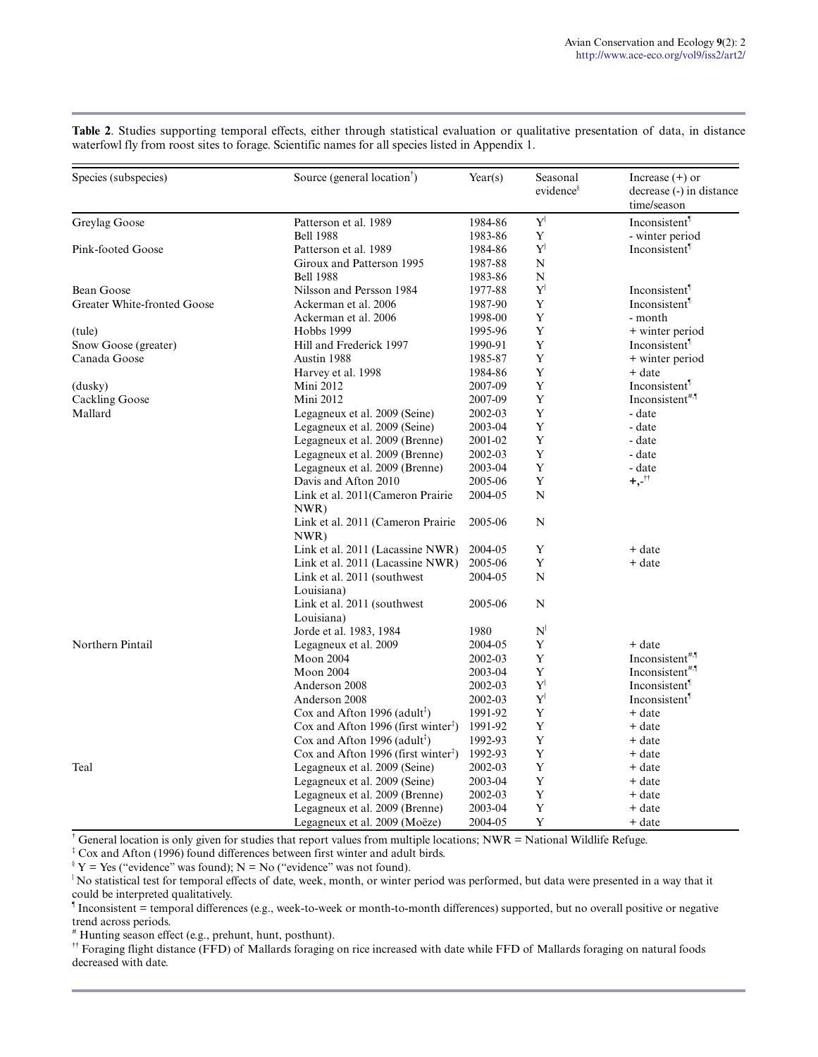**Table 2**. Studies supporting temporal effects, either through statistical evaluation or qualitative presentation of data, in distance waterfowl fly from roost sites to forage. Scientific names for all species listed in Appendix 1.

| Species (subspecies) | Source (general location[†]) | Year(s) | Seasonal evidence[§] | Increase (+) or decrease (-) in distance time/season |
|---|---|---|---|---|
| Greylag Goose | Patterson et al. 1989 | 1984-86 | Y[\|] | Inconsistent[¶] |
| | Bell 1988 | 1983-86 | Y | - winter period |
| Pink-footed Goose | Patterson et al. 1989 | 1984-86 | Y[\|] | Inconsistent[¶] |
| | Giroux and Patterson 1995 | 1987-88 | N | |
| | Bell 1988 | 1983-86 | N | |
| Bean Goose | Nilsson and Persson 1984 | 1977-88 | Y[\|] | Inconsistent[¶] |
| Greater White-fronted Goose | Ackerman et al. 2006 | 1987-90 | Y | Inconsistent[¶] |
| | Ackerman et al. 2006 | 1998-00 | Y | - month |
| (tule) | Hobbs 1999 | 1995-96 | Y | + winter period |
| Snow Goose (greater) | Hill and Frederick 1997 | 1990-91 | Y | Inconsistent[¶] |
| Canada Goose | Austin 1988 | 1985-87 | Y | + winter period |
| | Harvey et al. 1998 | 1984-86 | Y | + date |
| (dusky) | Mini 2012 | 2007-09 | Y | Inconsistent[¶] |
| Cackling Goose | Mini 2012 | 2007-09 | Y | Inconsistent[#,¶] |
| Mallard | Legagneux et al. 2009 (Seine) | 2002-03 | Y | - date |
| | Legagneux et al. 2009 (Seine) | 2003-04 | Y | - date |
| | Legagneux et al. 2009 (Brenne) | 2001-02 | Y | - date |
| | Legagneux et al. 2009 (Brenne) | 2002-03 | Y | - date |
| | Legagneux et al. 2009 (Brenne) | 2003-04 | Y | - date |
| | Davis and Afton 2010 | 2005-06 | Y | +,-[††] |
| | Link et al. 2011(Cameron Prairie NWR) | 2004-05 | N | |
| | Link et al. 2011 (Cameron Prairie NWR) | 2005-06 | N | |
| | Link et al. 2011 (Lacassine NWR) | 2004-05 | Y | + date |
| | Link et al. 2011 (Lacassine NWR) | 2005-06 | Y | + date |
| | Link et al. 2011 (southwest Louisiana) | 2004-05 | N | |
| | Link et al. 2011 (southwest Louisiana) | 2005-06 | N | |
| | Jorde et al. 1983, 1984 | 1980 | N[\|] | |
| Northern Pintail | Legagneux et al. 2009 | 2004-05 | Y | + date |
| | Moon 2004 | 2002-03 | Y | Inconsistent[#,¶] |
| | Moon 2004 | 2003-04 | Y | Inconsistent[#,¶] |
| | Anderson 2008 | 2002-03 | Y[\|] | Inconsistent[¶] |
| | Anderson 2008 | 2002-03 | Y[\|] | Inconsistent[¶] |
| | Cox and Afton 1996 (adult[‡]) | 1991-92 | Y | + date |
| | Cox and Afton 1996 (first winter[‡]) | 1991-92 | Y | + date |
| | Cox and Afton 1996 (adult[‡]) | 1992-93 | Y | + date |
| | Cox and Afton 1996 (first winter[‡]) | 1992-93 | Y | + date |
| Teal | Legagneux et al. 2009 (Seine) | 2002-03 | Y | + date |
| | Legagneux et al. 2009 (Seine) | 2003-04 | Y | + date |
| | Legagneux et al. 2009 (Brenne) | 2002-03 | Y | + date |
| | Legagneux et al. 2009 (Brenne) | 2003-04 | Y | + date |
| | Legagneux et al. 2009 (Moëze) | 2004-05 | Y | + date |

[†] General location is only given for studies that report values from multiple locations; NWR = National Wildlife Refuge.

[‡] Cox and Afton (1996) found differences between first winter and adult birds.

[§] Y = Yes ("evidence" was found); N = No ("evidence" was not found).

[|] No statistical test for temporal effects of date, week, month, or winter period was performed, but data were presented in a way that it could be interpreted qualitatively.

[¶] Inconsistent = temporal differences (e.g., week-to-week or month-to-month differences) supported, but no overall positive or negative trend across periods.

[#] Hunting season effect (e.g., prehunt, hunt, posthunt).

[††] Foraging flight distance (FFD) of Mallards foraging on rice increased with date while FFD of Mallards foraging on natural foods decreased with date.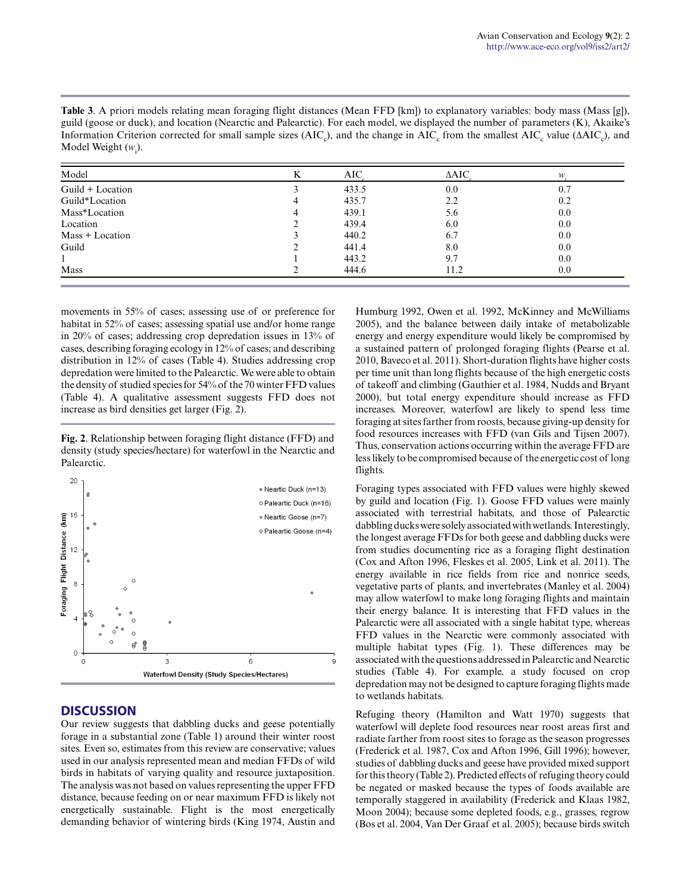**Table 3**. A priori models relating mean foraging flight distances (Mean FFD [km]) to explanatory variables: body mass (Mass [g]), guild (goose or duck), and location (Nearctic and Palearctic). For each model, we displayed the number of parameters (K), Akaike's Information Criterion corrected for small sample sizes ($AIC_c$), and the change in $AIC_c$ from the smallest $AIC_c$ value ($\Delta AIC_c$), and Model Weight ($w_i$).

| Model | K | $AIC_c$ | $\Delta AIC_c$ | $w_i$ |
|---|---|---|---|---|
| Guild + Location | 3 | 433.5 | 0.0 | 0.7 |
| Guild*Location | 4 | 435.7 | 2.2 | 0.2 |
| Mass*Location | 4 | 439.1 | 5.6 | 0.0 |
| Location | 2 | 439.4 | 6.0 | 0.0 |
| Mass + Location | 3 | 440.2 | 6.7 | 0.0 |
| Guild | 2 | 441.4 | 8.0 | 0.0 |
| 1 | 1 | 443.2 | 9.7 | 0.0 |
| Mass | 2 | 444.6 | 11.2 | 0.0 |

movements in 55% of cases; assessing use of or preference for habitat in 52% of cases; assessing spatial use and/or home range in 20% of cases; addressing crop depredation issues in 13% of cases, describing foraging ecology in 12% of cases; and describing distribution in 12% of cases (Table 4). Studies addressing crop depredation were limited to the Palearctic. We were able to obtain the density of studied species for 54% of the 70 winter FFD values (Table 4). A qualitative assessment suggests FFD does not increase as bird densities get larger (Fig. 2).

**Fig. 2**. Relationship between foraging flight distance (FFD) and density (study species/hectare) for waterfowl in the Nearctic and Palearctic.

## DISCUSSION

Our review suggests that dabbling ducks and geese potentially forage in a substantial zone (Table 1) around their winter roost sites. Even so, estimates from this review are conservative; values used in our analysis represented mean and median FFDs of wild birds in habitats of varying quality and resource juxtaposition. The analysis was not based on values representing the upper FFD distance, because feeding on or near maximum FFD is likely not energetically sustainable. Flight is the most energetically demanding behavior of wintering birds (King 1974, Austin and Humburg 1992, Owen et al. 1992, McKinney and McWilliams 2005), and the balance between daily intake of metabolizable energy and energy expenditure would likely be compromised by a sustained pattern of prolonged foraging flights (Pearse et al. 2010, Baveco et al. 2011). Short-duration flights have higher costs per time unit than long flights because of the high energetic costs of takeoff and climbing (Gauthier et al. 1984, Nudds and Bryant 2000), but total energy expenditure should increase as FFD increases. Moreover, waterfowl are likely to spend less time foraging at sites farther from roosts, because giving-up density for food resources increases with FFD (van Gils and Tijsen 2007). Thus, conservation actions occurring within the average FFD are less likely to be compromised because of the energetic cost of long flights.

Foraging types associated with FFD values were highly skewed by guild and location (Fig. 1). Goose FFD values were mainly associated with terrestrial habitats, and those of Palearctic dabbling ducks were solely associated with wetlands. Interestingly, the longest average FFDs for both geese and dabbling ducks were from studies documenting rice as a foraging flight destination (Cox and Afton 1996, Fleskes et al. 2005, Link et al. 2011). The energy available in rice fields from rice and nonrice seeds, vegetative parts of plants, and invertebrates (Manley et al. 2004) may allow waterfowl to make long foraging flights and maintain their energy balance. It is interesting that FFD values in the Palearctic were all associated with a single habitat type, whereas FFD values in the Nearctic were commonly associated with multiple habitat types (Fig. 1). These differences may be associated with the questions addressed in Palearctic and Nearctic studies (Table 4). For example, a study focused on crop depredation may not be designed to capture foraging flights made to wetlands habitats.

Refuging theory (Hamilton and Watt 1970) suggests that waterfowl will deplete food resources near roost areas first and radiate farther from roost sites to forage as the season progresses (Frederick et al. 1987, Cox and Afton 1996, Gill 1996); however, studies of dabbling ducks and geese have provided mixed support for this theory (Table 2). Predicted effects of refuging theory could be negated or masked because the types of foods available are temporally staggered in availability (Frederick and Klaas 1982, Moon 2004); because some depleted foods, e.g., grasses, regrow (Bos et al. 2004, Van Der Graaf et al. 2005); because birds switch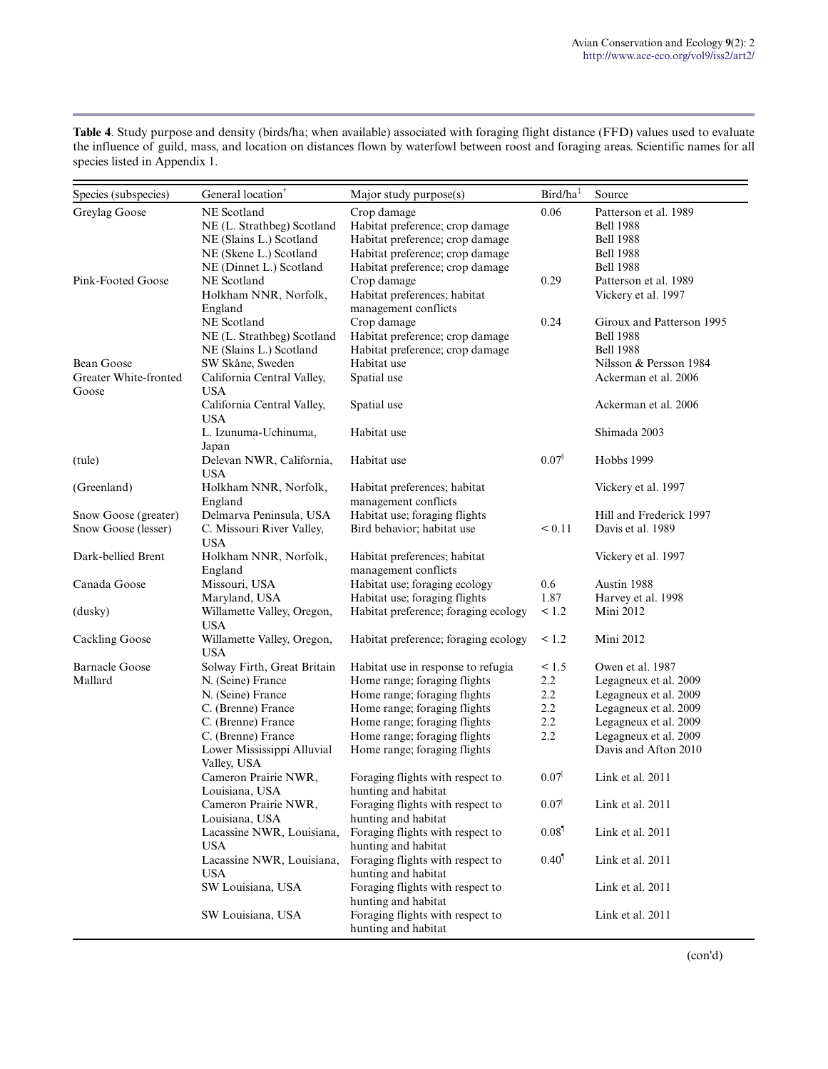**Table 4**. Study purpose and density (birds/ha; when available) associated with foraging flight distance (FFD) values used to evaluate the influence of guild, mass, and location on distances flown by waterfowl between roost and foraging areas. Scientific names for all species listed in Appendix 1.

| Species (subspecies) | General location[†] | Major study purpose(s) | Bird/ha[‡] | Source |
|---|---|---|---|---|
| Greylag Goose | NE Scotland | Crop damage | 0.06 | Patterson et al. 1989 |
| | NE (L. Strathbeg) Scotland | Habitat preference; crop damage | | Bell 1988 |
| | NE (Slains L.) Scotland | Habitat preference; crop damage | | Bell 1988 |
| | NE (Skene L.) Scotland | Habitat preference; crop damage | | Bell 1988 |
| | NE (Dinnet L.) Scotland | Habitat preference; crop damage | | Bell 1988 |
| Pink-Footed Goose | NE Scotland | Crop damage | 0.29 | Patterson et al. 1989 |
| | Holkham NNR, Norfolk, England | Habitat preferences; habitat management conflicts | | Vickery et al. 1997 |
| | NE Scotland | Crop damage | 0.24 | Giroux and Patterson 1995 |
| | NE (L. Strathbeg) Scotland | Habitat preference; crop damage | | Bell 1988 |
| | NE (Slains L.) Scotland | Habitat preference; crop damage | | Bell 1988 |
| Bean Goose | SW Skåne, Sweden | Habitat use | | Nilsson & Persson 1984 |
| Greater White-fronted Goose | California Central Valley, USA | Spatial use | | Ackerman et al. 2006 |
| | California Central Valley, USA | Spatial use | | Ackerman et al. 2006 |
| | L. Izunuma-Uchinuma, Japan | Habitat use | | Shimada 2003 |
| (tule) | Delevan NWR, California, USA | Habitat use | 0.07[§] | Hobbs 1999 |
| (Greenland) | Holkham NNR, Norfolk, England | Habitat preferences; habitat management conflicts | | Vickery et al. 1997 |
| Snow Goose (greater) | Delmarva Peninsula, USA | Habitat use; foraging flights | | Hill and Frederick 1997 |
| Snow Goose (lesser) | C. Missouri River Valley, USA | Bird behavior; habitat use | < 0.11 | Davis et al. 1989 |
| Dark-bellied Brent | Holkham NNR, Norfolk, England | Habitat preferences; habitat management conflicts | | Vickery et al. 1997 |
| Canada Goose | Missouri, USA | Habitat use; foraging ecology | 0.6 | Austin 1988 |
| | Maryland, USA | Habitat use; foraging flights | 1.87 | Harvey et al. 1998 |
| (dusky) | Willamette Valley, Oregon, USA | Habitat preference; foraging ecology | < 1.2 | Mini 2012 |
| Cackling Goose | Willamette Valley, Oregon, USA | Habitat preference; foraging ecology | < 1.2 | Mini 2012 |
| Barnacle Goose | Solway Firth, Great Britain | Habitat use in response to refugia | < 1.5 | Owen et al. 1987 |
| Mallard | N. (Seine) France | Home range; foraging flights | 2.2 | Legagneux et al. 2009 |
| | N. (Seine) France | Home range; foraging flights | 2.2 | Legagneux et al. 2009 |
| | C. (Brenne) France | Home range; foraging flights | 2.2 | Legagneux et al. 2009 |
| | C. (Brenne) France | Home range; foraging flights | 2.2 | Legagneux et al. 2009 |
| | C. (Brenne) France | Home range; foraging flights | 2.2 | Legagneux et al. 2009 |
| | Lower Mississippi Alluvial Valley, USA | Home range; foraging flights | | Davis and Afton 2010 |
| | Cameron Prairie NWR, Louisiana, USA | Foraging flights with respect to hunting and habitat | 0.07[|] | Link et al. 2011 |
| | Cameron Prairie NWR, Louisiana, USA | Foraging flights with respect to hunting and habitat | 0.07[|] | Link et al. 2011 |
| | Lacassine NWR, Louisiana, USA | Foraging flights with respect to hunting and habitat | 0.08[¶] | Link et al. 2011 |
| | Lacassine NWR, Louisiana, USA | Foraging flights with respect to hunting and habitat | 0.40[¶] | Link et al. 2011 |
| | SW Louisiana, USA | Foraging flights with respect to hunting and habitat | | Link et al. 2011 |
| | SW Louisiana, USA | Foraging flights with respect to hunting and habitat | | Link et al. 2011 |

(con'd)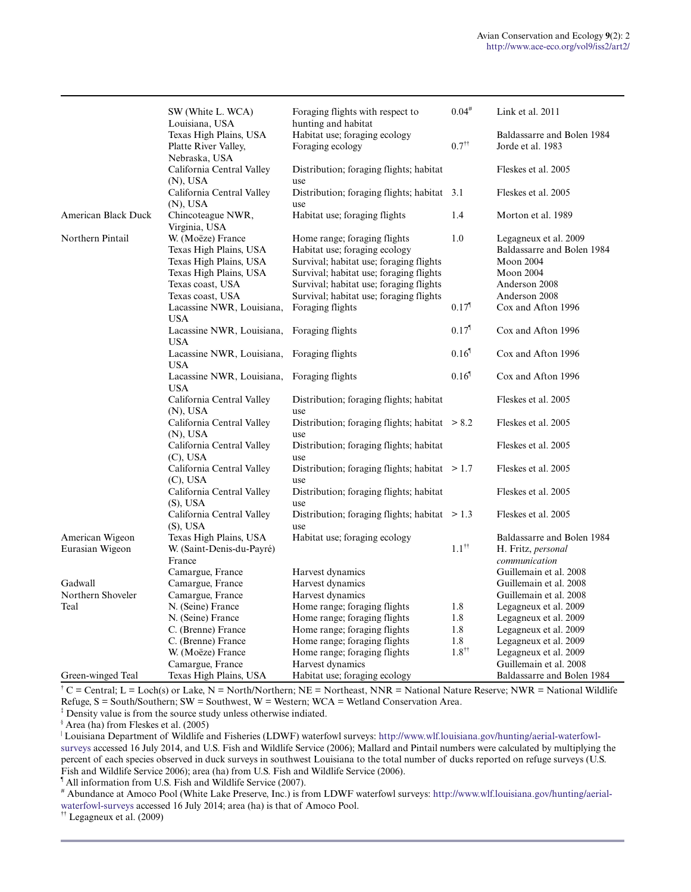| | | | | |
|---|---|---|---|---|
| | SW (White L. WCA) Louisiana, USA | Foraging flights with respect to hunting and habitat | 0.04[#] | Link et al. 2011 |
| | Texas High Plains, USA | Habitat use; foraging ecology | | Baldassarre and Bolen 1984 |
| | Platte River Valley, Nebraska, USA | Foraging ecology | 0.7[††] | Jorde et al. 1983 |
| | California Central Valley (N), USA | Distribution; foraging flights; habitat use | | Fleskes et al. 2005 |
| | California Central Valley (N), USA | Distribution; foraging flights; habitat use | 3.1 | Fleskes et al. 2005 |
| American Black Duck | Chincoteague NWR, Virginia, USA | Habitat use; foraging flights | 1.4 | Morton et al. 1989 |
| Northern Pintail | W. (Moëze) France | Home range; foraging flights | 1.0 | Legagneux et al. 2009 |
| | Texas High Plains, USA | Habitat use; foraging ecology | | Baldassarre and Bolen 1984 |
| | Texas High Plains, USA | Survival; habitat use; foraging flights | | Moon 2004 |
| | Texas High Plains, USA | Survival; habitat use; foraging flights | | Moon 2004 |
| | Texas coast, USA | Survival; habitat use; foraging flights | | Anderson 2008 |
| | Texas coast, USA | Survival; habitat use; foraging flights | | Anderson 2008 |
| | Lacassine NWR, Louisiana, USA | Foraging flights | 0.17[¶] | Cox and Afton 1996 |
| | Lacassine NWR, Louisiana, USA | Foraging flights | 0.17[¶] | Cox and Afton 1996 |
| | Lacassine NWR, Louisiana, USA | Foraging flights | 0.16[¶] | Cox and Afton 1996 |
| | Lacassine NWR, Louisiana, USA | Foraging flights | 0.16[¶] | Cox and Afton 1996 |
| | California Central Valley (N), USA | Distribution; foraging flights; habitat use | | Fleskes et al. 2005 |
| | California Central Valley (N), USA | Distribution; foraging flights; habitat use | > 8.2 | Fleskes et al. 2005 |
| | California Central Valley (C), USA | Distribution; foraging flights; habitat use | | Fleskes et al. 2005 |
| | California Central Valley (C), USA | Distribution; foraging flights; habitat use | > 1.7 | Fleskes et al. 2005 |
| | California Central Valley (S), USA | Distribution; foraging flights; habitat use | | Fleskes et al. 2005 |
| | California Central Valley (S), USA | Distribution; foraging flights; habitat use | > 1.3 | Fleskes et al. 2005 |
| American Wigeon | Texas High Plains, USA | Habitat use; foraging ecology | | Baldassarre and Bolen 1984 |
| Eurasian Wigeon | W. (Saint-Denis-du-Payré) France | | 1.1[††] | H. Fritz, *personal communication* |
| | Camargue, France | Harvest dynamics | | Guillemain et al. 2008 |
| Gadwall | Camargue, France | Harvest dynamics | | Guillemain et al. 2008 |
| Northern Shoveler | Camargue, France | Harvest dynamics | | Guillemain et al. 2008 |
| Teal | N. (Seine) France | Home range; foraging flights | 1.8 | Legagneux et al. 2009 |
| | N. (Seine) France | Home range; foraging flights | 1.8 | Legagneux et al. 2009 |
| | C. (Brenne) France | Home range; foraging flights | 1.8 | Legagneux et al. 2009 |
| | C. (Brenne) France | Home range; foraging flights | 1.8 | Legagneux et al. 2009 |
| | W. (Moëze) France | Home range; foraging flights | 1.8[††] | Legagneux et al. 2009 |
| | Camargue, France | Harvest dynamics | | Guillemain et al. 2008 |
| Green-winged Teal | Texas High Plains, USA | Habitat use; foraging ecology | | Baldassarre and Bolen 1984 |

[†] C = Central; L = Loch(s) or Lake, N = North/Northern; NE = Northeast, NNR = National Nature Reserve; NWR = National Wildlife Refuge, S = South/Southern; SW = Southwest, W = Western; WCA = Wetland Conservation Area.

[‡] Density value is from the source study unless otherwise indiated.

[§] Area (ha) from Fleskes et al. (2005)

[|] Louisiana Department of Wildlife and Fisheries (LDWF) waterfowl surveys: http://www.wlf.louisiana.gov/hunting/aerial-waterfowl-surveys accessed 16 July 2014, and U.S. Fish and Wildlife Service (2006); Mallard and Pintail numbers were calculated by multiplying the percent of each species observed in duck surveys in southwest Louisiana to the total number of ducks reported on refuge surveys (U.S. Fish and Wildlife Service 2006); area (ha) from U.S. Fish and Wildlife Service (2006).

[¶] All information from U.S. Fish and Wildlife Service (2007).

[#] Abundance at Amoco Pool (White Lake Preserve, Inc.) is from LDWF waterfowl surveys: http://www.wlf.louisiana.gov/hunting/aerial-waterfowl-surveys accessed 16 July 2014; area (ha) is that of Amoco Pool.

[††] Legagneux et al. (2009)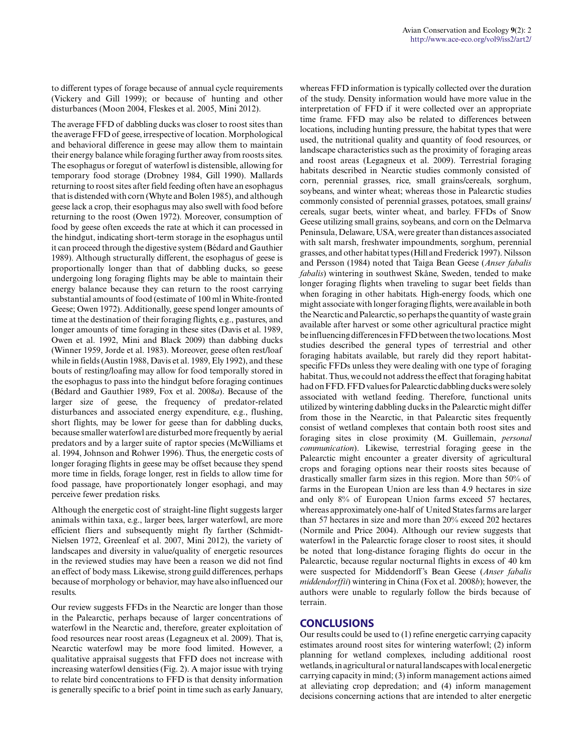to different types of forage because of annual cycle requirements (Vickery and Gill 1999); or because of hunting and other disturbances (Moon 2004, Fleskes et al. 2005, Mini 2012).

The average FFD of dabbling ducks was closer to roost sites than the average FFD of geese, irrespective of location. Morphological and behavioral difference in geese may allow them to maintain their energy balance while foraging further away from roosts sites. The esophagus or foregut of waterfowl is distensible, allowing for temporary food storage (Drobney 1984, Gill 1990). Mallards returning to roost sites after field feeding often have an esophagus that is distended with corn (Whyte and Bolen 1985), and although geese lack a crop, their esophagus may also swell with food before returning to the roost (Owen 1972). Moreover, consumption of food by geese often exceeds the rate at which it can processed in the hindgut, indicating short-term storage in the esophagus until it can proceed through the digestive system (Bédard and Gauthier 1989). Although structurally different, the esophagus of geese is proportionally longer than that of dabbling ducks, so geese undergoing long foraging flights may be able to maintain their energy balance because they can return to the roost carrying substantial amounts of food (estimate of 100 ml in White-fronted Geese; Owen 1972). Additionally, geese spend longer amounts of time at the destination of their foraging flights, e.g., pastures, and longer amounts of time foraging in these sites (Davis et al. 1989, Owen et al. 1992, Mini and Black 2009) than dabbing ducks (Winner 1959, Jorde et al. 1983). Moreover, geese often rest/loaf while in fields (Austin 1988, Davis et al. 1989, Ely 1992), and these bouts of resting/loafing may allow for food temporally stored in the esophagus to pass into the hindgut before foraging continues (Bédard and Gauthier 1989, Fox et al. 2008*a*). Because of the larger size of geese, the frequency of predator-related disturbances and associated energy expenditure, e.g., flushing, short flights, may be lower for geese than for dabbling ducks, because smaller waterfowl are disturbed more frequently by aerial predators and by a larger suite of raptor species (McWilliams et al. 1994, Johnson and Rohwer 1996). Thus, the energetic costs of longer foraging flights in geese may be offset because they spend more time in fields, forage longer, rest in fields to allow time for food passage, have proportionately longer esophagi, and may perceive fewer predation risks.

Although the energetic cost of straight-line flight suggests larger animals within taxa, e.g., larger bees, larger waterfowl, are more efficient fliers and subsequently might fly farther (Schmidt-Nielsen 1972, Greenleaf et al. 2007, Mini 2012), the variety of landscapes and diversity in value/quality of energetic resources in the reviewed studies may have been a reason we did not find an effect of body mass. Likewise, strong guild differences, perhaps because of morphology or behavior, may have also influenced our results.

Our review suggests FFDs in the Nearctic are longer than those in the Palearctic, perhaps because of larger concentrations of waterfowl in the Nearctic and, therefore, greater exploitation of food resources near roost areas (Legagneux et al. 2009). That is, Nearctic waterfowl may be more food limited. However, a qualitative appraisal suggests that FFD does not increase with increasing waterfowl densities (Fig. 2). A major issue with trying to relate bird concentrations to FFD is that density information is generally specific to a brief point in time such as early January, whereas FFD information is typically collected over the duration of the study. Density information would have more value in the interpretation of FFD if it were collected over an appropriate time frame. FFD may also be related to differences between locations, including hunting pressure, the habitat types that were used, the nutritional quality and quantity of food resources, or landscape characteristics such as the proximity of foraging areas and roost areas (Legagneux et al. 2009). Terrestrial foraging habitats described in Nearctic studies commonly consisted of corn, perennial grasses, rice, small grains/cereals, sorghum, soybeans, and winter wheat; whereas those in Palearctic studies commonly consisted of perennial grasses, potatoes, small grains/cereals, sugar beets, winter wheat, and barley. FFDs of Snow Geese utilizing small grains, soybeans, and corn on the Delmarva Peninsula, Delaware, USA, were greater than distances associated with salt marsh, freshwater impoundments, sorghum, perennial grasses, and other habitat types (Hill and Frederick 1997). Nilsson and Persson (1984) noted that Taiga Bean Geese (*Anser fabalis fabalis*) wintering in southwest Skåne, Sweden, tended to make longer foraging flights when traveling to sugar beet fields than when foraging in other habitats. High-energy foods, which one might associate with longer foraging flights, were available in both the Nearctic and Palearctic, so perhaps the quantity of waste grain available after harvest or some other agricultural practice might be influencing differences in FFD between the two locations. Most studies described the general types of terrestrial and other foraging habitats available, but rarely did they report habitat-specific FFDs unless they were dealing with one type of foraging habitat. Thus, we could not address the effect that foraging habitat had on FFD. FFD values for Palearctic dabbling ducks were solely associated with wetland feeding. Therefore, functional units utilized by wintering dabbling ducks in the Palearctic might differ from those in the Nearctic, in that Palearctic sites frequently consist of wetland complexes that contain both roost sites and foraging sites in close proximity (M. Guillemain, *personal communication*). Likewise, terrestrial foraging geese in the Palearctic might encounter a greater diversity of agricultural crops and foraging options near their roosts sites because of drastically smaller farm sizes in this region. More than 50% of farms in the European Union are less than 4.9 hectares in size and only 8% of European Union farms exceed 57 hectares, whereas approximately one-half of United States farms are larger than 57 hectares in size and more than 20% exceed 202 hectares (Normile and Price 2004). Although our review suggests that waterfowl in the Palearctic forage closer to roost sites, it should be noted that long-distance foraging flights do occur in the Palearctic, because regular nocturnal flights in excess of 40 km were suspected for Middendorff's Bean Geese (*Anser fabalis middendorffii*) wintering in China (Fox et al. 2008*b*); however, the authors were unable to regularly follow the birds because of terrain.

## CONCLUSIONS

Our results could be used to (1) refine energetic carrying capacity estimates around roost sites for wintering waterfowl; (2) inform planning for wetland complexes, including additional roost wetlands, in agricultural or natural landscapes with local energetic carrying capacity in mind; (3) inform management actions aimed at alleviating crop depredation; and (4) inform management decisions concerning actions that are intended to alter energetic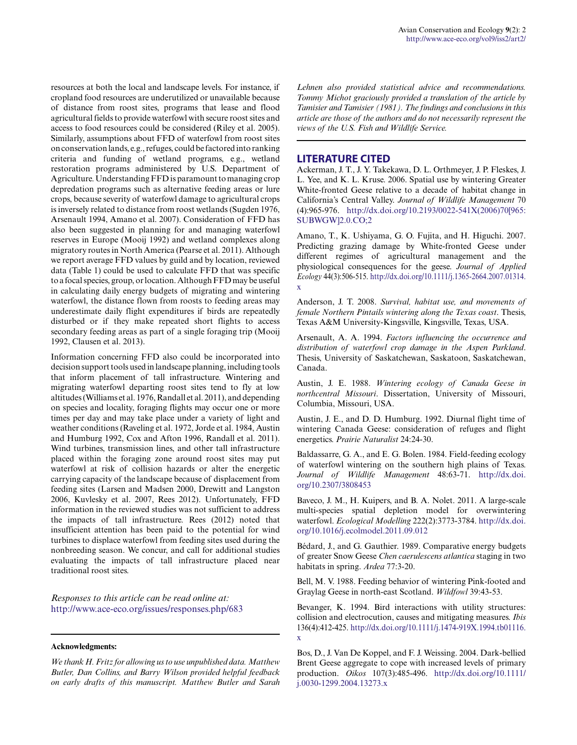resources at both the local and landscape levels. For instance, if cropland food resources are underutilized or unavailable because of distance from roost sites, programs that lease and flood agricultural fields to provide waterfowl with secure roost sites and access to food resources could be considered (Riley et al. 2005). Similarly, assumptions about FFD of waterfowl from roost sites on conservation lands, e.g., refuges, could be factored into ranking criteria and funding of wetland programs, e.g., wetland restoration programs administered by U.S. Department of Agriculture. Understanding FFD is paramount to managing crop depredation programs such as alternative feeding areas or lure crops, because severity of waterfowl damage to agricultural crops is inversely related to distance from roost wetlands (Sugden 1976, Arsenault 1994, Amano et al. 2007). Consideration of FFD has also been suggested in planning for and managing waterfowl reserves in Europe (Mooij 1992) and wetland complexes along migratory routes in North America (Pearse et al. 2011). Although we report average FFD values by guild and by location, reviewed data (Table 1) could be used to calculate FFD that was specific to a focal species, group, or location. Although FFD may be useful in calculating daily energy budgets of migrating and wintering waterfowl, the distance flown from roosts to feeding areas may underestimate daily flight expenditures if birds are repeatedly disturbed or if they make repeated short flights to access secondary feeding areas as part of a single foraging trip (Mooij 1992, Clausen et al. 2013).

Information concerning FFD also could be incorporated into decision support tools used in landscape planning, including tools that inform placement of tall infrastructure. Wintering and migrating waterfowl departing roost sites tend to fly at low altitudes (Williams et al. 1976, Randall et al. 2011), and depending on species and locality, foraging flights may occur one or more times per day and may take place under a variety of light and weather conditions (Raveling et al. 1972, Jorde et al. 1984, Austin and Humburg 1992, Cox and Afton 1996, Randall et al. 2011). Wind turbines, transmission lines, and other tall infrastructure placed within the foraging zone around roost sites may put waterfowl at risk of collision hazards or alter the energetic carrying capacity of the landscape because of displacement from feeding sites (Larsen and Madsen 2000, Drewitt and Langston 2006, Kuvlesky et al. 2007, Rees 2012). Unfortunately, FFD information in the reviewed studies was not sufficient to address the impacts of tall infrastructure. Rees (2012) noted that insufficient attention has been paid to the potential for wind turbines to displace waterfowl from feeding sites used during the nonbreeding season. We concur, and call for additional studies evaluating the impacts of tall infrastructure placed near traditional roost sites.

*Responses to this article can be read online at:*
http://www.ace-eco.org/issues/responses.php/683

**Acknowledgments:**

*We thank H. Fritz for allowing us to use unpublished data. Matthew Butler, Dan Collins, and Barry Wilson provided helpful feedback on early drafts of this manuscript. Matthew Butler and Sarah Lehnen also provided statistical advice and recommendations. Tommy Michot graciously provided a translation of the article by Tamisier and Tamisier (1981). The findings and conclusions in this article are those of the authors and do not necessarily represent the views of the U.S. Fish and Wildlife Service.*

## LITERATURE CITED

Ackerman, J. T., J. Y. Takekawa, D. L. Orthmeyer, J. P. Fleskes, J. L. Yee, and K. L. Kruse. 2006. Spatial use by wintering Greater White-fronted Geese relative to a decade of habitat change in California's Central Valley. *Journal of Wildlife Management* 70 (4):965-976. http://dx.doi.org/10.2193/0022-541X(2006)70[965:SUBWGW]2.0.CO;2

Amano, T., K. Ushiyama, G. O. Fujita, and H. Higuchi. 2007. Predicting grazing damage by White-fronted Geese under different regimes of agricultural management and the physiological consequences for the geese. *Journal of Applied Ecology* 44(3):506-515. http://dx.doi.org/10.1111/j.1365-2664.2007.01314.x

Anderson, J. T. 2008. *Survival, habitat use, and movements of female Northern Pintails wintering along the Texas coast*. Thesis, Texas A&M University-Kingsville, Kingsville, Texas, USA.

Arsenault, A. A. 1994. *Factors influencing the occurrence and distribution of waterfowl crop damage in the Aspen Parkland*. Thesis, University of Saskatchewan, Saskatoon, Saskatchewan, Canada.

Austin, J. E. 1988. *Wintering ecology of Canada Geese in northcentral Missouri*. Dissertation, University of Missouri, Columbia, Missouri, USA.

Austin, J. E., and D. D. Humburg. 1992. Diurnal flight time of wintering Canada Geese: consideration of refuges and flight energetics. *Prairie Naturalist* 24:24-30.

Baldassarre, G. A., and E. G. Bolen. 1984. Field-feeding ecology of waterfowl wintering on the southern high plains of Texas. *Journal of Wildlife Management* 48:63-71. http://dx.doi.org/10.2307/3808453

Baveco, J. M., H. Kuipers, and B. A. Nolet. 2011. A large-scale multi-species spatial depletion model for overwintering waterfowl. *Ecological Modelling* 222(2):3773-3784. http://dx.doi.org/10.1016/j.ecolmodel.2011.09.012

Bédard, J., and G. Gauthier. 1989. Comparative energy budgets of greater Snow Geese *Chen caerulescens atlantica* staging in two habitats in spring. *Ardea* 77:3-20.

Bell, M. V. 1988. Feeding behavior of wintering Pink-footed and Graylag Geese in north-east Scotland. *Wildfowl* 39:43-53.

Bevanger, K. 1994. Bird interactions with utility structures: collision and electrocution, causes and mitigating measures. *Ibis* 136(4):412-425. http://dx.doi.org/10.1111/j.1474-919X.1994.tb01116.x

Bos, D., J. Van De Koppel, and F. J. Weissing. 2004. Dark-bellied Brent Geese aggregate to cope with increased levels of primary production. *Oikos* 107(3):485-496. http://dx.doi.org/10.1111/j.0030-1299.2004.13273.x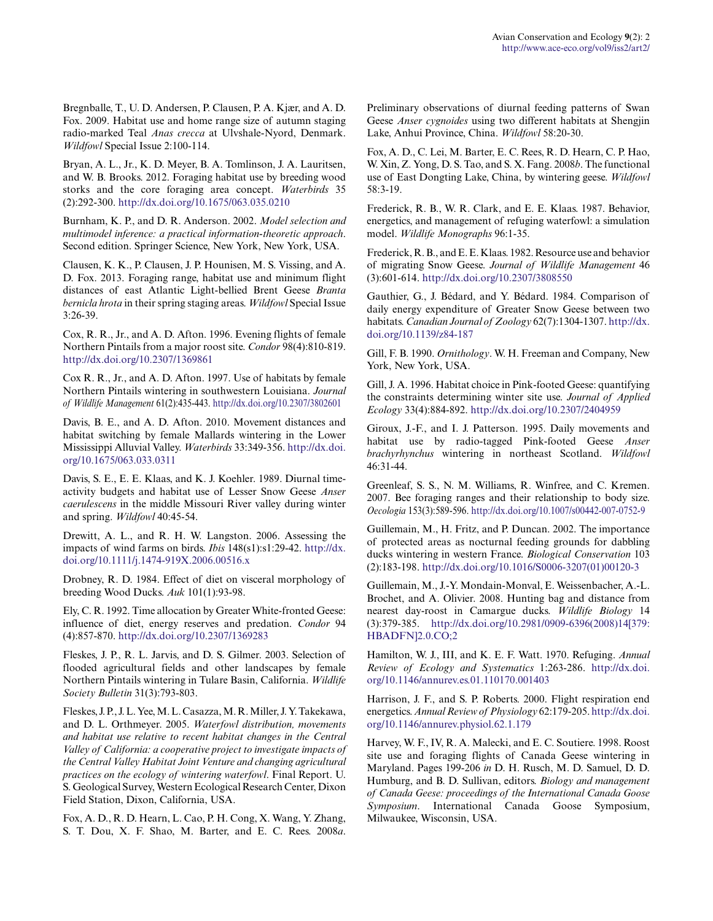Bregnballe, T., U. D. Andersen, P. Clausen, P. A. Kjær, and A. D. Fox. 2009. Habitat use and home range size of autumn staging radio-marked Teal *Anas crecca* at Ulvshale-Nyord, Denmark. *Wildfowl* Special Issue 2:100-114.

Bryan, A. L., Jr., K. D. Meyer, B. A. Tomlinson, J. A. Lauritsen, and W. B. Brooks. 2012. Foraging habitat use by breeding wood storks and the core foraging area concept. *Waterbirds* 35 (2):292-300. http://dx.doi.org/10.1675/063.035.0210

Burnham, K. P., and D. R. Anderson. 2002. *Model selection and multimodel inference: a practical information-theoretic approach*. Second edition. Springer Science, New York, New York, USA.

Clausen, K. K., P. Clausen, J. P. Hounisen, M. S. Vissing, and A. D. Fox. 2013. Foraging range, habitat use and minimum flight distances of east Atlantic Light-bellied Brent Geese *Branta bernicla hrota* in their spring staging areas. *Wildfowl* Special Issue 3:26-39.

Cox, R. R., Jr., and A. D. Afton. 1996. Evening flights of female Northern Pintails from a major roost site. *Condor* 98(4):810-819. http://dx.doi.org/10.2307/1369861

Cox R. R., Jr., and A. D. Afton. 1997. Use of habitats by female Northern Pintails wintering in southwestern Louisiana. *Journal of Wildlife Management* 61(2):435-443. http://dx.doi.org/10.2307/3802601

Davis, B. E., and A. D. Afton. 2010. Movement distances and habitat switching by female Mallards wintering in the Lower Mississippi Alluvial Valley. *Waterbirds* 33:349-356. http://dx.doi.org/10.1675/063.033.0311

Davis, S. E., E. E. Klaas, and K. J. Koehler. 1989. Diurnal time-activity budgets and habitat use of Lesser Snow Geese *Anser caerulescens* in the middle Missouri River valley during winter and spring. *Wildfowl* 40:45-54.

Drewitt, A. L., and R. H. W. Langston. 2006. Assessing the impacts of wind farms on birds. *Ibis* 148(s1):s1:29-42. http://dx.doi.org/10.1111/j.1474-919X.2006.00516.x

Drobney, R. D. 1984. Effect of diet on visceral morphology of breeding Wood Ducks. *Auk* 101(1):93-98.

Ely, C. R. 1992. Time allocation by Greater White-fronted Geese: influence of diet, energy reserves and predation. *Condor* 94 (4):857-870. http://dx.doi.org/10.2307/1369283

Fleskes, J. P., R. L. Jarvis, and D. S. Gilmer. 2003. Selection of flooded agricultural fields and other landscapes by female Northern Pintails wintering in Tulare Basin, California. *Wildlife Society Bulletin* 31(3):793-803.

Fleskes, J. P., J. L. Yee, M. L. Casazza, M. R. Miller, J. Y. Takekawa, and D. L. Orthmeyer. 2005. *Waterfowl distribution, movements and habitat use relative to recent habitat changes in the Central Valley of California: a cooperative project to investigate impacts of the Central Valley Habitat Joint Venture and changing agricultural practices on the ecology of wintering waterfowl*. Final Report. U. S. Geological Survey, Western Ecological Research Center, Dixon Field Station, Dixon, California, USA.

Fox, A. D., R. D. Hearn, L. Cao, P. H. Cong, X. Wang, Y. Zhang, S. T. Dou, X. F. Shao, M. Barter, and E. C. Rees. 2008*a*. Preliminary observations of diurnal feeding patterns of Swan Geese *Anser cygnoides* using two different habitats at Shengjin Lake, Anhui Province, China. *Wildfowl* 58:20-30.

Fox, A. D., C. Lei, M. Barter, E. C. Rees, R. D. Hearn, C. P. Hao, W. Xin, Z. Yong, D. S. Tao, and S. X. Fang. 2008*b*. The functional use of East Dongting Lake, China, by wintering geese. *Wildfowl* 58:3-19.

Frederick, R. B., W. R. Clark, and E. E. Klaas. 1987. Behavior, energetics, and management of refuging waterfowl: a simulation model. *Wildlife Monographs* 96:1-35.

Frederick, R. B., and E. E. Klaas. 1982. Resource use and behavior of migrating Snow Geese. *Journal of Wildlife Management* 46 (3):601-614. http://dx.doi.org/10.2307/3808550

Gauthier, G., J. Bédard, and Y. Bédard. 1984. Comparison of daily energy expenditure of Greater Snow Geese between two habitats. *Canadian Journal of Zoology* 62(7):1304-1307. http://dx.doi.org/10.1139/z84-187

Gill, F. B. 1990. *Ornithology*. W. H. Freeman and Company, New York, New York, USA.

Gill, J. A. 1996. Habitat choice in Pink-footed Geese: quantifying the constraints determining winter site use. *Journal of Applied Ecology* 33(4):884-892. http://dx.doi.org/10.2307/2404959

Giroux, J.-F., and I. J. Patterson. 1995. Daily movements and habitat use by radio-tagged Pink-footed Geese *Anser brachyrhynchus* wintering in northeast Scotland. *Wildfowl* 46:31-44.

Greenleaf, S. S., N. M. Williams, R. Winfree, and C. Kremen. 2007. Bee foraging ranges and their relationship to body size. *Oecologia* 153(3):589-596. http://dx.doi.org/10.1007/s00442-007-0752-9

Guillemain, M., H. Fritz, and P. Duncan. 2002. The importance of protected areas as nocturnal feeding grounds for dabbling ducks wintering in western France. *Biological Conservation* 103 (2):183-198. http://dx.doi.org/10.1016/S0006-3207(01)00120-3

Guillemain, M., J.-Y. Mondain-Monval, E. Weissenbacher, A.-L. Brochet, and A. Olivier. 2008. Hunting bag and distance from nearest day-roost in Camargue ducks. *Wildlife Biology* 14 (3):379-385. http://dx.doi.org/10.2981/0909-6396(2008)14[379:HBADFN]2.0.CO;2

Hamilton, W. J., III, and K. E. F. Watt. 1970. Refuging. *Annual Review of Ecology and Systematics* 1:263-286. http://dx.doi.org/10.1146/annurev.es.01.110170.001403

Harrison, J. F., and S. P. Roberts. 2000. Flight respiration end energetics. *Annual Review of Physiology* 62:179-205. http://dx.doi.org/10.1146/annurev.physiol.62.1.179

Harvey, W. F., IV, R. A. Malecki, and E. C. Soutiere. 1998. Roost site use and foraging flights of Canada Geese wintering in Maryland. Pages 199-206 *in* D. H. Rusch, M. D. Samuel, D. D. Humburg, and B. D. Sullivan, editors. *Biology and management of Canada Geese: proceedings of the International Canada Goose Symposium*. International Canada Goose Symposium, Milwaukee, Wisconsin, USA.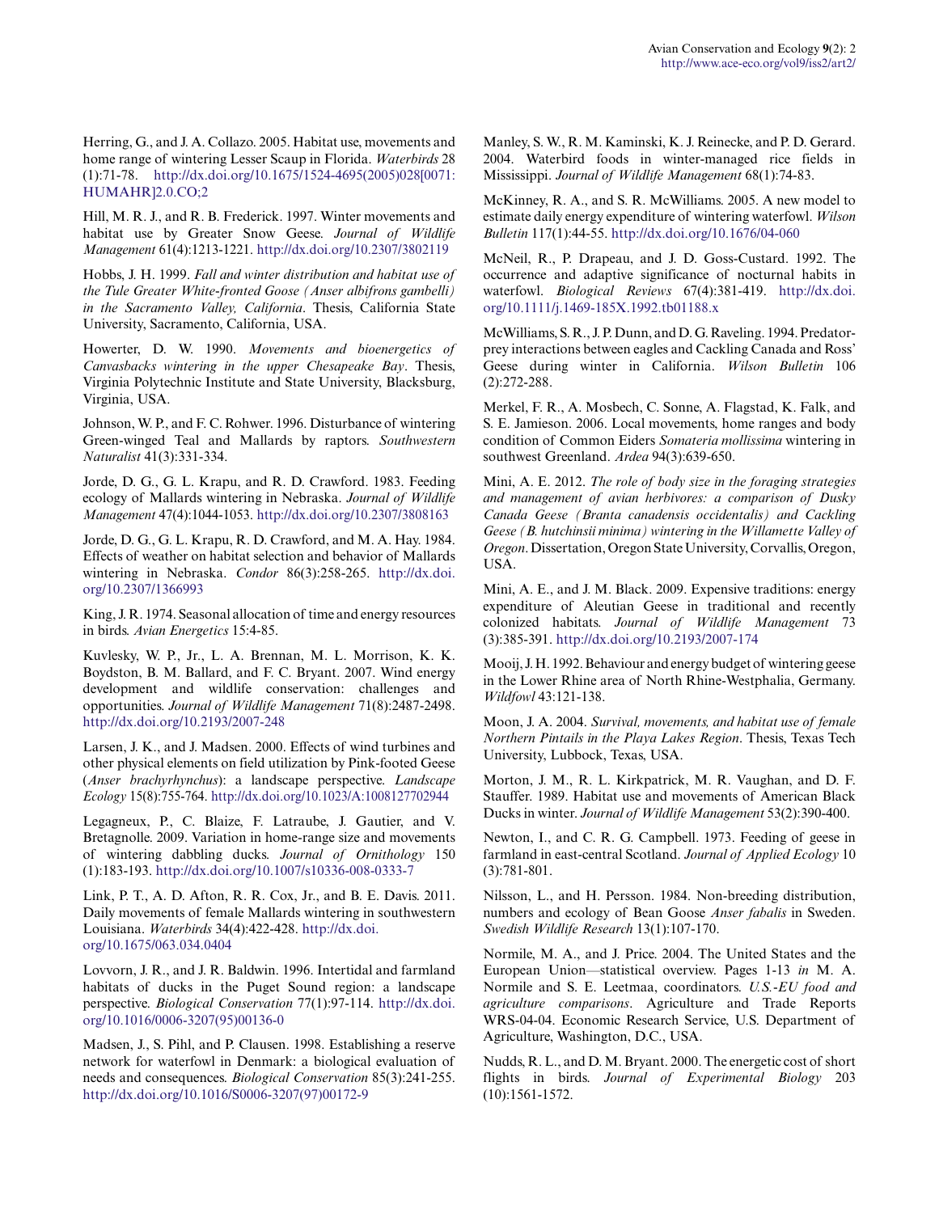Herring, G., and J. A. Collazo. 2005. Habitat use, movements and home range of wintering Lesser Scaup in Florida. *Waterbirds* 28 (1):71-78. http://dx.doi.org/10.1675/1524-4695(2005)028[0071:HUMAHR]2.0.CO;2

Hill, M. R. J., and R. B. Frederick. 1997. Winter movements and habitat use by Greater Snow Geese. *Journal of Wildlife Management* 61(4):1213-1221. http://dx.doi.org/10.2307/3802119

Hobbs, J. H. 1999. *Fall and winter distribution and habitat use of the Tule Greater White-fronted Goose (Anser albifrons gambelli) in the Sacramento Valley, California*. Thesis, California State University, Sacramento, California, USA.

Howerter, D. W. 1990. *Movements and bioenergetics of Canvasbacks wintering in the upper Chesapeake Bay*. Thesis, Virginia Polytechnic Institute and State University, Blacksburg, Virginia, USA.

Johnson, W. P., and F. C. Rohwer. 1996. Disturbance of wintering Green-winged Teal and Mallards by raptors. *Southwestern Naturalist* 41(3):331-334.

Jorde, D. G., G. L. Krapu, and R. D. Crawford. 1983. Feeding ecology of Mallards wintering in Nebraska. *Journal of Wildlife Management* 47(4):1044-1053. http://dx.doi.org/10.2307/3808163

Jorde, D. G., G. L. Krapu, R. D. Crawford, and M. A. Hay. 1984. Effects of weather on habitat selection and behavior of Mallards wintering in Nebraska. *Condor* 86(3):258-265. http://dx.doi.org/10.2307/1366993

King, J. R. 1974. Seasonal allocation of time and energy resources in birds. *Avian Energetics* 15:4-85.

Kuvlesky, W. P., Jr., L. A. Brennan, M. L. Morrison, K. K. Boydston, B. M. Ballard, and F. C. Bryant. 2007. Wind energy development and wildlife conservation: challenges and opportunities. *Journal of Wildlife Management* 71(8):2487-2498. http://dx.doi.org/10.2193/2007-248

Larsen, J. K., and J. Madsen. 2000. Effects of wind turbines and other physical elements on field utilization by Pink-footed Geese (*Anser brachyrhynchus*): a landscape perspective. *Landscape Ecology* 15(8):755-764. http://dx.doi.org/10.1023/A:1008127702944

Legagneux, P., C. Blaize, F. Latraube, J. Gautier, and V. Bretagnolle. 2009. Variation in home-range size and movements of wintering dabbling ducks. *Journal of Ornithology* 150 (1):183-193. http://dx.doi.org/10.1007/s10336-008-0333-7

Link, P. T., A. D. Afton, R. R. Cox, Jr., and B. E. Davis. 2011. Daily movements of female Mallards wintering in southwestern Louisiana. *Waterbirds* 34(4):422-428. http://dx.doi.org/10.1675/063.034.0404

Lovvorn, J. R., and J. R. Baldwin. 1996. Intertidal and farmland habitats of ducks in the Puget Sound region: a landscape perspective. *Biological Conservation* 77(1):97-114. http://dx.doi.org/10.1016/0006-3207(95)00136-0

Madsen, J., S. Pihl, and P. Clausen. 1998. Establishing a reserve network for waterfowl in Denmark: a biological evaluation of needs and consequences. *Biological Conservation* 85(3):241-255. http://dx.doi.org/10.1016/S0006-3207(97)00172-9

Manley, S. W., R. M. Kaminski, K. J. Reinecke, and P. D. Gerard. 2004. Waterbird foods in winter-managed rice fields in Mississippi. *Journal of Wildlife Management* 68(1):74-83.

McKinney, R. A., and S. R. McWilliams. 2005. A new model to estimate daily energy expenditure of wintering waterfowl. *Wilson Bulletin* 117(1):44-55. http://dx.doi.org/10.1676/04-060

McNeil, R., P. Drapeau, and J. D. Goss-Custard. 1992. The occurrence and adaptive significance of nocturnal habits in waterfowl. *Biological Reviews* 67(4):381-419. http://dx.doi.org/10.1111/j.1469-185X.1992.tb01188.x

McWilliams, S. R., J. P. Dunn, and D. G. Raveling. 1994. Predator-prey interactions between eagles and Cackling Canada and Ross' Geese during winter in California. *Wilson Bulletin* 106 (2):272-288.

Merkel, F. R., A. Mosbech, C. Sonne, A. Flagstad, K. Falk, and S. E. Jamieson. 2006. Local movements, home ranges and body condition of Common Eiders *Somateria mollissima* wintering in southwest Greenland. *Ardea* 94(3):639-650.

Mini, A. E. 2012. *The role of body size in the foraging strategies and management of avian herbivores: a comparison of Dusky Canada Geese (Branta canadensis occidentalis) and Cackling Geese (B. hutchinsii minima) wintering in the Willamette Valley of Oregon*. Dissertation, Oregon State University, Corvallis, Oregon, USA.

Mini, A. E., and J. M. Black. 2009. Expensive traditions: energy expenditure of Aleutian Geese in traditional and recently colonized habitats. *Journal of Wildlife Management* 73 (3):385-391. http://dx.doi.org/10.2193/2007-174

Mooij, J. H. 1992. Behaviour and energy budget of wintering geese in the Lower Rhine area of North Rhine-Westphalia, Germany. *Wildfowl* 43:121-138.

Moon, J. A. 2004. *Survival, movements, and habitat use of female Northern Pintails in the Playa Lakes Region*. Thesis, Texas Tech University, Lubbock, Texas, USA.

Morton, J. M., R. L. Kirkpatrick, M. R. Vaughan, and D. F. Stauffer. 1989. Habitat use and movements of American Black Ducks in winter. *Journal of Wildlife Management* 53(2):390-400.

Newton, I., and C. R. G. Campbell. 1973. Feeding of geese in farmland in east-central Scotland. *Journal of Applied Ecology* 10 (3):781-801.

Nilsson, L., and H. Persson. 1984. Non-breeding distribution, numbers and ecology of Bean Goose *Anser fabalis* in Sweden. *Swedish Wildlife Research* 13(1):107-170.

Normile, M. A., and J. Price. 2004. The United States and the European Union—statistical overview. Pages 1-13 *in* M. A. Normile and S. E. Leetmaa, coordinators. *U.S.-EU food and agriculture comparisons*. Agriculture and Trade Reports WRS-04-04. Economic Research Service, U.S. Department of Agriculture, Washington, D.C., USA.

Nudds, R. L., and D. M. Bryant. 2000. The energetic cost of short flights in birds. *Journal of Experimental Biology* 203 (10):1561-1572.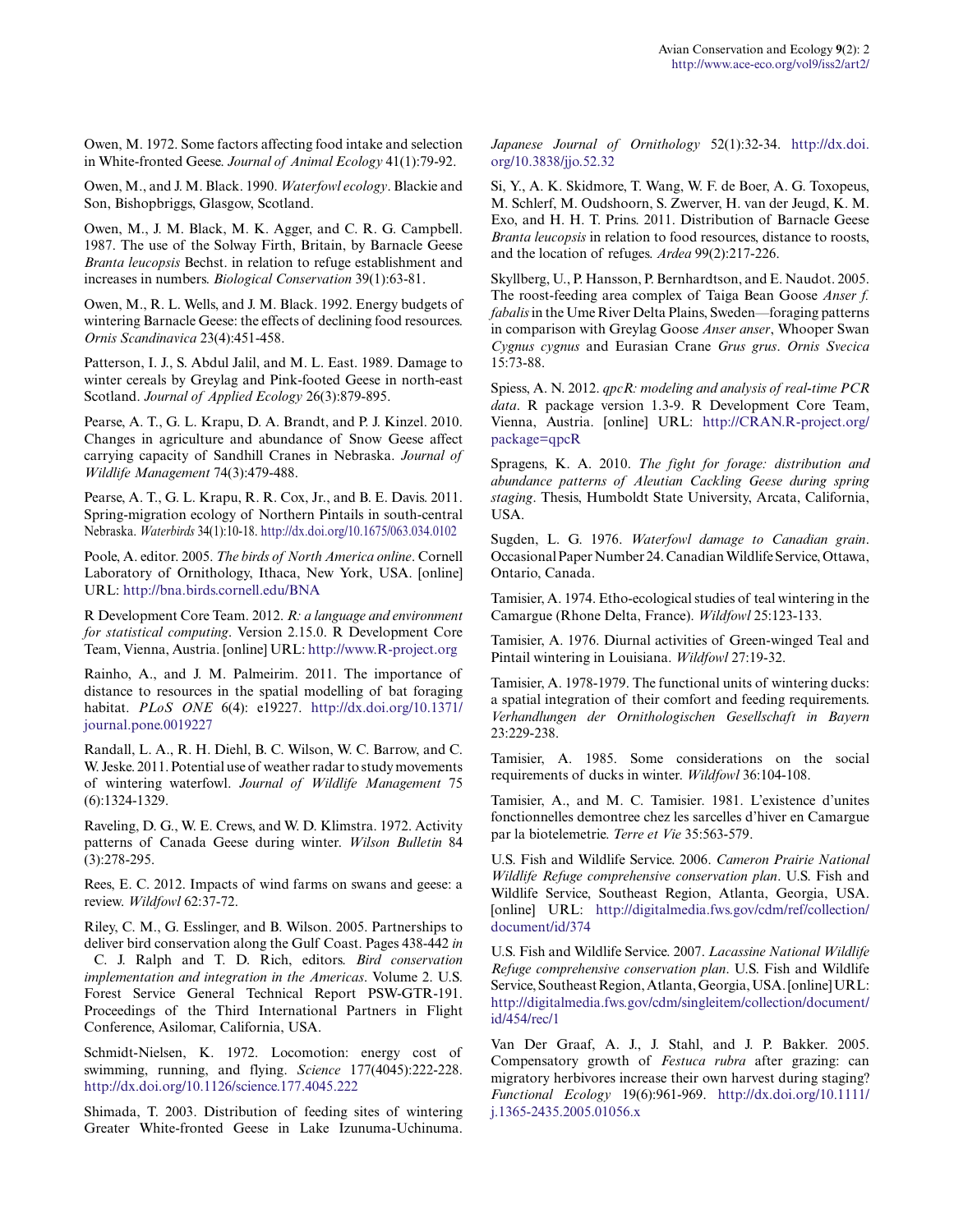Owen, M. 1972. Some factors affecting food intake and selection in White-fronted Geese. *Journal of Animal Ecology* 41(1):79-92.

Owen, M., and J. M. Black. 1990. *Waterfowl ecology*. Blackie and Son, Bishopbriggs, Glasgow, Scotland.

Owen, M., J. M. Black, M. K. Agger, and C. R. G. Campbell. 1987. The use of the Solway Firth, Britain, by Barnacle Geese *Branta leucopsis* Bechst. in relation to refuge establishment and increases in numbers. *Biological Conservation* 39(1):63-81.

Owen, M., R. L. Wells, and J. M. Black. 1992. Energy budgets of wintering Barnacle Geese: the effects of declining food resources. *Ornis Scandinavica* 23(4):451-458.

Patterson, I. J., S. Abdul Jalil, and M. L. East. 1989. Damage to winter cereals by Greylag and Pink-footed Geese in north-east Scotland. *Journal of Applied Ecology* 26(3):879-895.

Pearse, A. T., G. L. Krapu, D. A. Brandt, and P. J. Kinzel. 2010. Changes in agriculture and abundance of Snow Geese affect carrying capacity of Sandhill Cranes in Nebraska. *Journal of Wildlife Management* 74(3):479-488.

Pearse, A. T., G. L. Krapu, R. R. Cox, Jr., and B. E. Davis. 2011. Spring-migration ecology of Northern Pintails in south-central Nebraska. *Waterbirds* 34(1):10-18. http://dx.doi.org/10.1675/063.034.0102

Poole, A. editor. 2005. *The birds of North America online*. Cornell Laboratory of Ornithology, Ithaca, New York, USA. [online] URL: http://bna.birds.cornell.edu/BNA

R Development Core Team. 2012. *R: a language and environment for statistical computing*. Version 2.15.0. R Development Core Team, Vienna, Austria. [online] URL: http://www.R-project.org

Rainho, A., and J. M. Palmeirim. 2011. The importance of distance to resources in the spatial modelling of bat foraging habitat. *PLoS ONE* 6(4): e19227. http://dx.doi.org/10.1371/journal.pone.0019227

Randall, L. A., R. H. Diehl, B. C. Wilson, W. C. Barrow, and C. W. Jeske. 2011. Potential use of weather radar to study movements of wintering waterfowl. *Journal of Wildlife Management* 75 (6):1324-1329.

Raveling, D. G., W. E. Crews, and W. D. Klimstra. 1972. Activity patterns of Canada Geese during winter. *Wilson Bulletin* 84 (3):278-295.

Rees, E. C. 2012. Impacts of wind farms on swans and geese: a review. *Wildfowl* 62:37-72.

Riley, C. M., G. Esslinger, and B. Wilson. 2005. Partnerships to deliver bird conservation along the Gulf Coast. Pages 438-442 *in* C. J. Ralph and T. D. Rich, editors. *Bird conservation implementation and integration in the Americas*. Volume 2. U.S. Forest Service General Technical Report PSW-GTR-191. Proceedings of the Third International Partners in Flight Conference, Asilomar, California, USA.

Schmidt-Nielsen, K. 1972. Locomotion: energy cost of swimming, running, and flying. *Science* 177(4045):222-228. http://dx.doi.org/10.1126/science.177.4045.222

Shimada, T. 2003. Distribution of feeding sites of wintering Greater White-fronted Geese in Lake Izunuma-Uchinuma. *Japanese Journal of Ornithology* 52(1):32-34. http://dx.doi.org/10.3838/jjo.52.32

Si, Y., A. K. Skidmore, T. Wang, W. F. de Boer, A. G. Toxopeus, M. Schlerf, M. Oudshoorn, S. Zwerver, H. van der Jeugd, K. M. Exo, and H. H. T. Prins. 2011. Distribution of Barnacle Geese *Branta leucopsis* in relation to food resources, distance to roosts, and the location of refuges. *Ardea* 99(2):217-226.

Skyllberg, U., P. Hansson, P. Bernhardtson, and E. Naudot. 2005. The roost-feeding area complex of Taiga Bean Goose *Anser f. fabalis* in the Ume River Delta Plains, Sweden—foraging patterns in comparison with Greylag Goose *Anser anser*, Whooper Swan *Cygnus cygnus* and Eurasian Crane *Grus grus*. *Ornis Svecica* 15:73-88.

Spiess, A. N. 2012. *qpcR: modeling and analysis of real-time PCR data*. R package version 1.3-9. R Development Core Team, Vienna, Austria. [online] URL: http://CRAN.R-project.org/package=qpcR

Spragens, K. A. 2010. *The fight for forage: distribution and abundance patterns of Aleutian Cackling Geese during spring staging*. Thesis, Humboldt State University, Arcata, California, USA.

Sugden, L. G. 1976. *Waterfowl damage to Canadian grain*. Occasional Paper Number 24. Canadian Wildlife Service, Ottawa, Ontario, Canada.

Tamisier, A. 1974. Etho-ecological studies of teal wintering in the Camargue (Rhone Delta, France). *Wildfowl* 25:123-133.

Tamisier, A. 1976. Diurnal activities of Green-winged Teal and Pintail wintering in Louisiana. *Wildfowl* 27:19-32.

Tamisier, A. 1978-1979. The functional units of wintering ducks: a spatial integration of their comfort and feeding requirements. *Verhandlungen der Ornithologischen Gesellschaft in Bayern* 23:229-238.

Tamisier, A. 1985. Some considerations on the social requirements of ducks in winter. *Wildfowl* 36:104-108.

Tamisier, A., and M. C. Tamisier. 1981. L'existence d'unites fonctionnelles demontree chez les sarcelles d'hiver en Camargue par la biotelemetrie. *Terre et Vie* 35:563-579.

U.S. Fish and Wildlife Service. 2006. *Cameron Prairie National Wildlife Refuge comprehensive conservation plan*. U.S. Fish and Wildlife Service, Southeast Region, Atlanta, Georgia, USA. [online] URL: http://digitalmedia.fws.gov/cdm/ref/collection/document/id/374

U.S. Fish and Wildlife Service. 2007. *Lacassine National Wildlife Refuge comprehensive conservation plan*. U.S. Fish and Wildlife Service, Southeast Region, Atlanta, Georgia, USA. [online] URL: http://digitalmedia.fws.gov/cdm/singleitem/collection/document/id/454/rec/1

Van Der Graaf, A. J., J. Stahl, and J. P. Bakker. 2005. Compensatory growth of *Festuca rubra* after grazing: can migratory herbivores increase their own harvest during staging? *Functional Ecology* 19(6):961-969. http://dx.doi.org/10.1111/j.1365-2435.2005.01056.x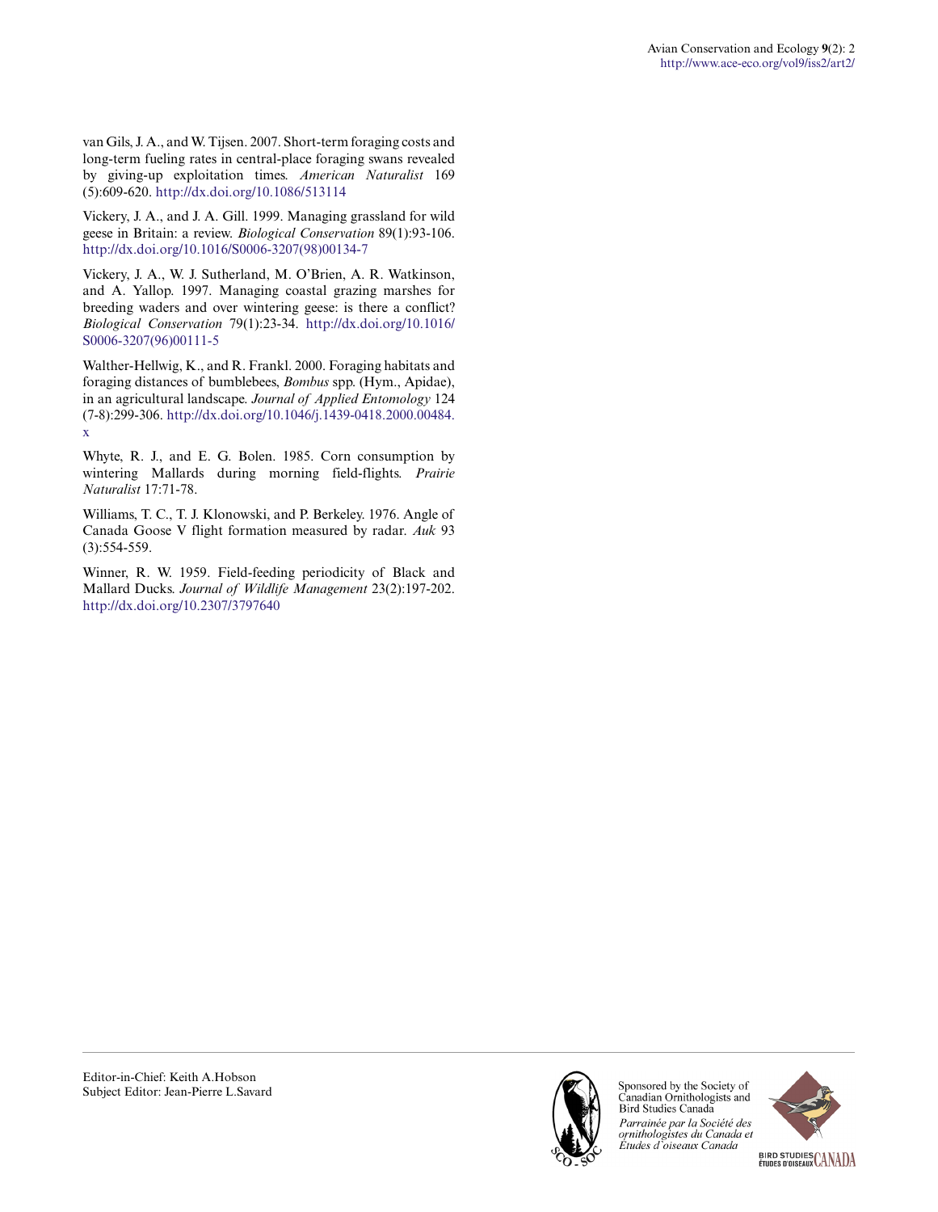van Gils, J. A., and W. Tijsen. 2007. Short-term foraging costs and long-term fueling rates in central-place foraging swans revealed by giving-up exploitation times. *American Naturalist* 169 (5):609-620. http://dx.doi.org/10.1086/513114

Vickery, J. A., and J. A. Gill. 1999. Managing grassland for wild geese in Britain: a review. *Biological Conservation* 89(1):93-106. http://dx.doi.org/10.1016/S0006-3207(98)00134-7

Vickery, J. A., W. J. Sutherland, M. O'Brien, A. R. Watkinson, and A. Yallop. 1997. Managing coastal grazing marshes for breeding waders and over wintering geese: is there a conflict? *Biological Conservation* 79(1):23-34. http://dx.doi.org/10.1016/S0006-3207(96)00111-5

Walther-Hellwig, K., and R. Frankl. 2000. Foraging habitats and foraging distances of bumblebees, *Bombus* spp. (Hym., Apidae), in an agricultural landscape. *Journal of Applied Entomology* 124 (7-8):299-306. http://dx.doi.org/10.1046/j.1439-0418.2000.00484.x

Whyte, R. J., and E. G. Bolen. 1985. Corn consumption by wintering Mallards during morning field-flights. *Prairie Naturalist* 17:71-78.

Williams, T. C., T. J. Klonowski, and P. Berkeley. 1976. Angle of Canada Goose V flight formation measured by radar. *Auk* 93 (3):554-559.

Winner, R. W. 1959. Field-feeding periodicity of Black and Mallard Ducks. *Journal of Wildlife Management* 23(2):197-202. http://dx.doi.org/10.2307/3797640

Editor-in-Chief: Keith A.Hobson
Subject Editor: Jean-Pierre L.Savard

Sponsored by the Society of Canadian Ornithologists and Bird Studies Canada

*Parrainée par la Société des ornithologistes du Canada et Études d'oiseaux Canada*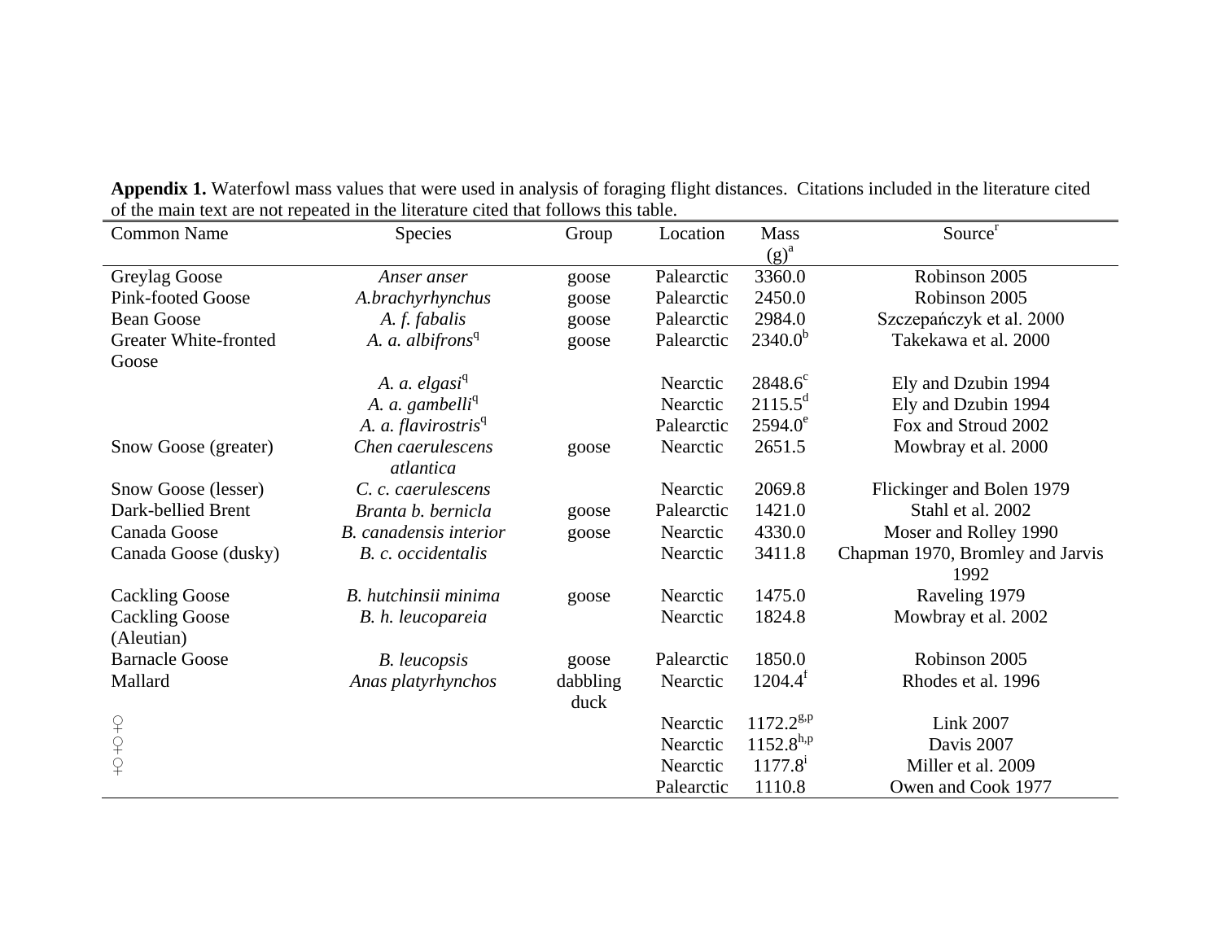**Appendix 1.** Waterfowl mass values that were used in analysis of foraging flight distances. Citations included in the literature cited of the main text are not repeated in the literature cited that follows this table.

| Common Name | Species | Group | Location | Mass (g)[a] | Source[r] |
|---|---|---|---|---|---|
| Greylag Goose | *Anser anser* | goose | Palearctic | 3360.0 | Robinson 2005 |
| Pink-footed Goose | *A.brachyrhynchus* | goose | Palearctic | 2450.0 | Robinson 2005 |
| Bean Goose | *A. f. fabalis* | goose | Palearctic | 2984.0 | Szczepańczyk et al. 2000 |
| Greater White-fronted Goose | *A. a. albifrons*[q] | goose | Palearctic | 2340.0[b] | Takekawa et al. 2000 |
| | *A. a. elgasi*[q] | | Nearctic | 2848.6[c] | Ely and Dzubin 1994 |
| | *A. a. gambelli*[q] | | Nearctic | 2115.5[d] | Ely and Dzubin 1994 |
| | *A. a. flavirostris*[q] | | Palearctic | 2594.0[e] | Fox and Stroud 2002 |
| Snow Goose (greater) | *Chen caerulescens atlantica* | goose | Nearctic | 2651.5 | Mowbray et al. 2000 |
| Snow Goose (lesser) | *C. c. caerulescens* | | Nearctic | 2069.8 | Flickinger and Bolen 1979 |
| Dark-bellied Brent | *Branta b. bernicla* | goose | Palearctic | 1421.0 | Stahl et al. 2002 |
| Canada Goose | *B. canadensis interior* | goose | Nearctic | 4330.0 | Moser and Rolley 1990 |
| Canada Goose (dusky) | *B. c. occidentalis* | | Nearctic | 3411.8 | Chapman 1970, Bromley and Jarvis 1992 |
| Cackling Goose | *B. hutchinsii minima* | goose | Nearctic | 1475.0 | Raveling 1979 |
| Cackling Goose (Aleutian) | *B. h. leucopareia* | | Nearctic | 1824.8 | Mowbray et al. 2002 |
| Barnacle Goose | *B. leucopsis* | goose | Palearctic | 1850.0 | Robinson 2005 |
| Mallard | *Anas platyrhynchos* | dabbling duck | Nearctic | 1204.4[f] | Rhodes et al. 1996 |
| ♀ | | | Nearctic | 1172.2[g,p] | Link 2007 |
| ♀ | | | Nearctic | 1152.8[h,p] | Davis 2007 |
| ♀ | | | Nearctic | 1177.8[i] | Miller et al. 2009 |
| | | | Palearctic | 1110.8 | Owen and Cook 1977 |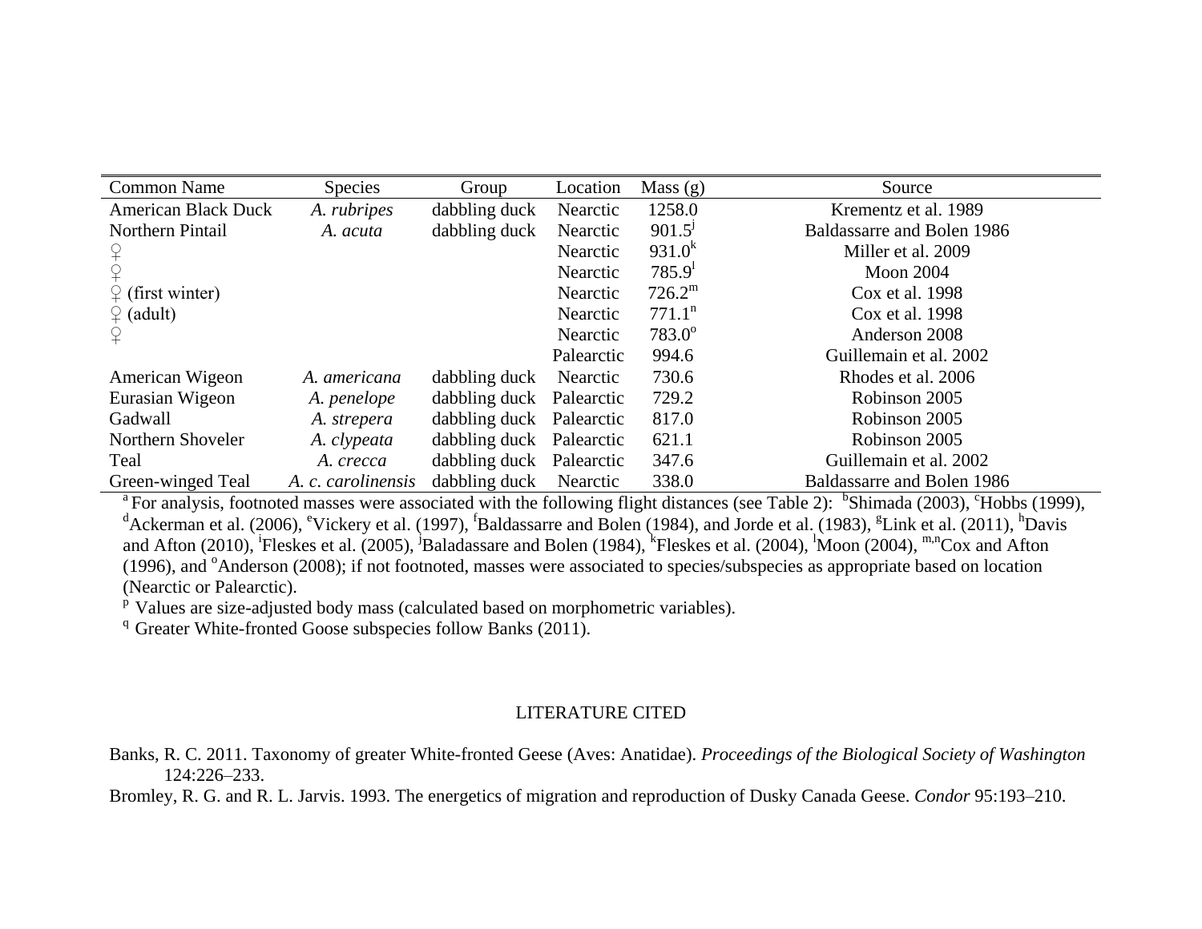| Common Name | Species | Group | Location | Mass (g) | Source |
|---|---|---|---|---|---|
| American Black Duck | *A. rubripes* | dabbling duck | Nearctic | 1258.0 | Krementz et al. 1989 |
| Northern Pintail | *A. acuta* | dabbling duck | Nearctic | 901.5[j] | Baldassarre and Bolen 1986 |
| ♀ | | | Nearctic | 931.0[k] | Miller et al. 2009 |
| ♀ | | | Nearctic | 785.9[l] | Moon 2004 |
| ♀ (first winter) | | | Nearctic | 726.2[m] | Cox et al. 1998 |
| ♀ (adult) | | | Nearctic | 771.1[n] | Cox et al. 1998 |
| ♀ | | | Nearctic | 783.0[o] | Anderson 2008 |
| | | | Palearctic | 994.6 | Guillemain et al. 2002 |
| American Wigeon | *A. americana* | dabbling duck | Nearctic | 730.6 | Rhodes et al. 2006 |
| Eurasian Wigeon | *A. penelope* | dabbling duck | Palearctic | 729.2 | Robinson 2005 |
| Gadwall | *A. strepera* | dabbling duck | Palearctic | 817.0 | Robinson 2005 |
| Northern Shoveler | *A. clypeata* | dabbling duck | Palearctic | 621.1 | Robinson 2005 |
| Teal | *A. crecca* | dabbling duck | Palearctic | 347.6 | Guillemain et al. 2002 |
| Green-winged Teal | *A. c. carolinensis* | dabbling duck | Nearctic | 338.0 | Baldassarre and Bolen 1986 |

[a] For analysis, footnoted masses were associated with the following flight distances (see Table 2): [b]Shimada (2003), [c]Hobbs (1999), [d]Ackerman et al. (2006), [e]Vickery et al. (1997), [f]Baldassarre and Bolen (1984), and Jorde et al. (1983), [g]Link et al. (2011), [h]Davis and Afton (2010), [i]Fleskes et al. (2005), [j]Baladassare and Bolen (1984), [k]Fleskes et al. (2004), [l]Moon (2004), [m,n]Cox and Afton (1996), and [o]Anderson (2008); if not footnoted, masses were associated to species/subspecies as appropriate based on location (Nearctic or Palearctic).

[p] Values are size-adjusted body mass (calculated based on morphometric variables).

[q] Greater White-fronted Goose subspecies follow Banks (2011).

## LITERATURE CITED

Banks, R. C. 2011. Taxonomy of greater White-fronted Geese (Aves: Anatidae). *Proceedings of the Biological Society of Washington* 124:226–233.

Bromley, R. G. and R. L. Jarvis. 1993. The energetics of migration and reproduction of Dusky Canada Geese. *Condor* 95:193–210.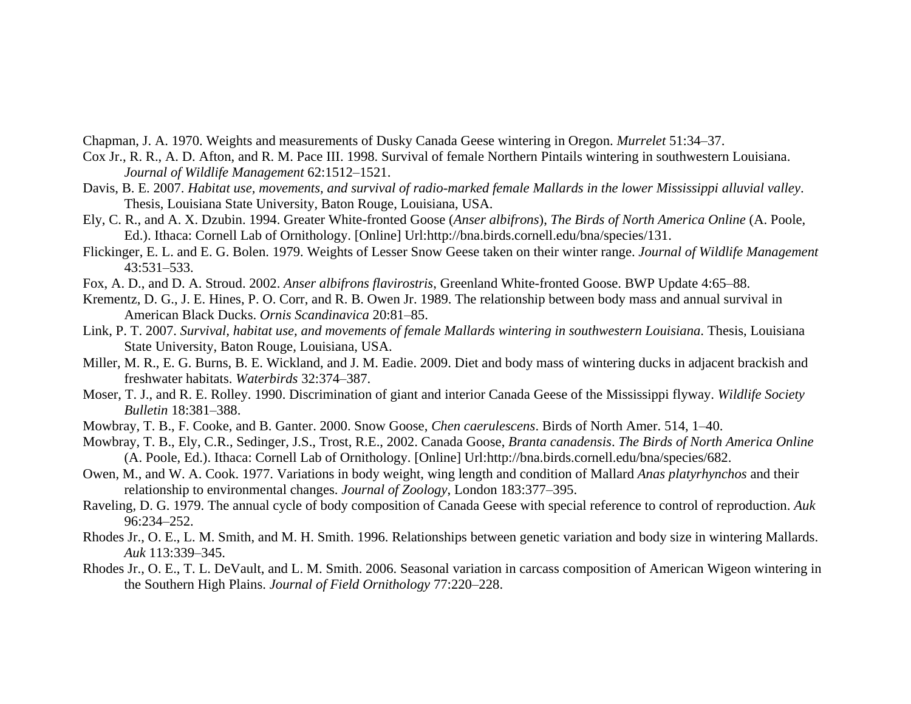Chapman, J. A. 1970. Weights and measurements of Dusky Canada Geese wintering in Oregon. *Murrelet* 51:34–37.

Cox Jr., R. R., A. D. Afton, and R. M. Pace III. 1998. Survival of female Northern Pintails wintering in southwestern Louisiana. *Journal of Wildlife Management* 62:1512–1521.

Davis, B. E. 2007. *Habitat use, movements, and survival of radio-marked female Mallards in the lower Mississippi alluvial valley*. Thesis, Louisiana State University, Baton Rouge, Louisiana, USA.

Ely, C. R., and A. X. Dzubin. 1994. Greater White-fronted Goose (*Anser albifrons*), *The Birds of North America Online* (A. Poole, Ed.). Ithaca: Cornell Lab of Ornithology. [Online] Url:http://bna.birds.cornell.edu/bna/species/131.

Flickinger, E. L. and E. G. Bolen. 1979. Weights of Lesser Snow Geese taken on their winter range. *Journal of Wildlife Management* 43:531–533.

Fox, A. D., and D. A. Stroud. 2002. *Anser albifrons flavirostris*, Greenland White-fronted Goose. BWP Update 4:65–88.

Krementz, D. G., J. E. Hines, P. O. Corr, and R. B. Owen Jr. 1989. The relationship between body mass and annual survival in American Black Ducks. *Ornis Scandinavica* 20:81–85.

Link, P. T. 2007. *Survival, habitat use, and movements of female Mallards wintering in southwestern Louisiana*. Thesis, Louisiana State University, Baton Rouge, Louisiana, USA.

Miller, M. R., E. G. Burns, B. E. Wickland, and J. M. Eadie. 2009. Diet and body mass of wintering ducks in adjacent brackish and freshwater habitats. *Waterbirds* 32:374–387.

Moser, T. J., and R. E. Rolley. 1990. Discrimination of giant and interior Canada Geese of the Mississippi flyway. *Wildlife Society Bulletin* 18:381–388.

Mowbray, T. B., F. Cooke, and B. Ganter. 2000. Snow Goose, *Chen caerulescens*. Birds of North Amer. 514, 1–40.

Mowbray, T. B., Ely, C.R., Sedinger, J.S., Trost, R.E., 2002. Canada Goose, *Branta canadensis*. *The Birds of North America Online* (A. Poole, Ed.). Ithaca: Cornell Lab of Ornithology. [Online] Url:http://bna.birds.cornell.edu/bna/species/682.

Owen, M., and W. A. Cook. 1977. Variations in body weight, wing length and condition of Mallard *Anas platyrhynchos* and their relationship to environmental changes. *Journal of Zoology*, London 183:377–395.

Raveling, D. G. 1979. The annual cycle of body composition of Canada Geese with special reference to control of reproduction. *Auk* 96:234–252.

Rhodes Jr., O. E., L. M. Smith, and M. H. Smith. 1996. Relationships between genetic variation and body size in wintering Mallards. *Auk* 113:339–345.

Rhodes Jr., O. E., T. L. DeVault, and L. M. Smith. 2006. Seasonal variation in carcass composition of American Wigeon wintering in the Southern High Plains. *Journal of Field Ornithology* 77:220–228.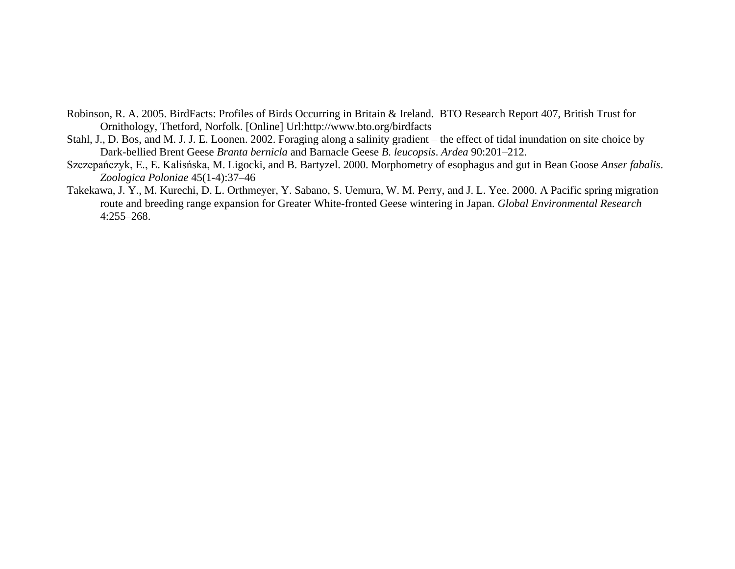Robinson, R. A. 2005. BirdFacts: Profiles of Birds Occurring in Britain & Ireland. BTO Research Report 407, British Trust for Ornithology, Thetford, Norfolk. [Online] Url:http://www.bto.org/birdfacts

Stahl, J., D. Bos, and M. J. J. E. Loonen. 2002. Foraging along a salinity gradient – the effect of tidal inundation on site choice by Dark-bellied Brent Geese *Branta bernicla* and Barnacle Geese *B. leucopsis*. *Ardea* 90:201–212.

Szczepańczyk, E., E. Kalisńska, M. Ligocki, and B. Bartyzel. 2000. Morphometry of esophagus and gut in Bean Goose *Anser fabalis*. *Zoologica Poloniae* 45(1-4):37–46

Takekawa, J. Y., M. Kurechi, D. L. Orthmeyer, Y. Sabano, S. Uemura, W. M. Perry, and J. L. Yee. 2000. A Pacific spring migration route and breeding range expansion for Greater White-fronted Geese wintering in Japan. *Global Environmental Research* 4:255–268.